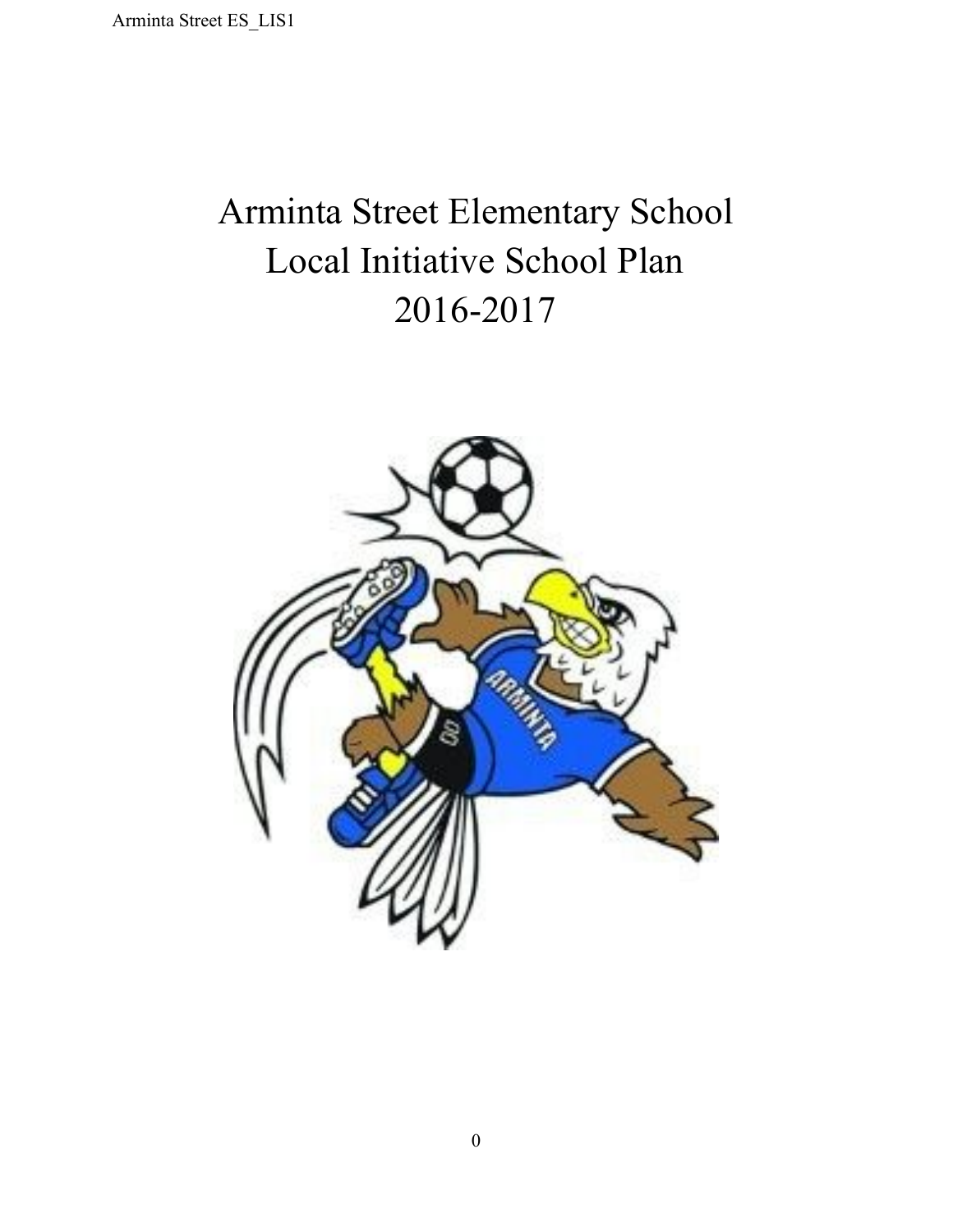# Arminta Street Elementary School
# Local Initiative School Plan
# 2016-2017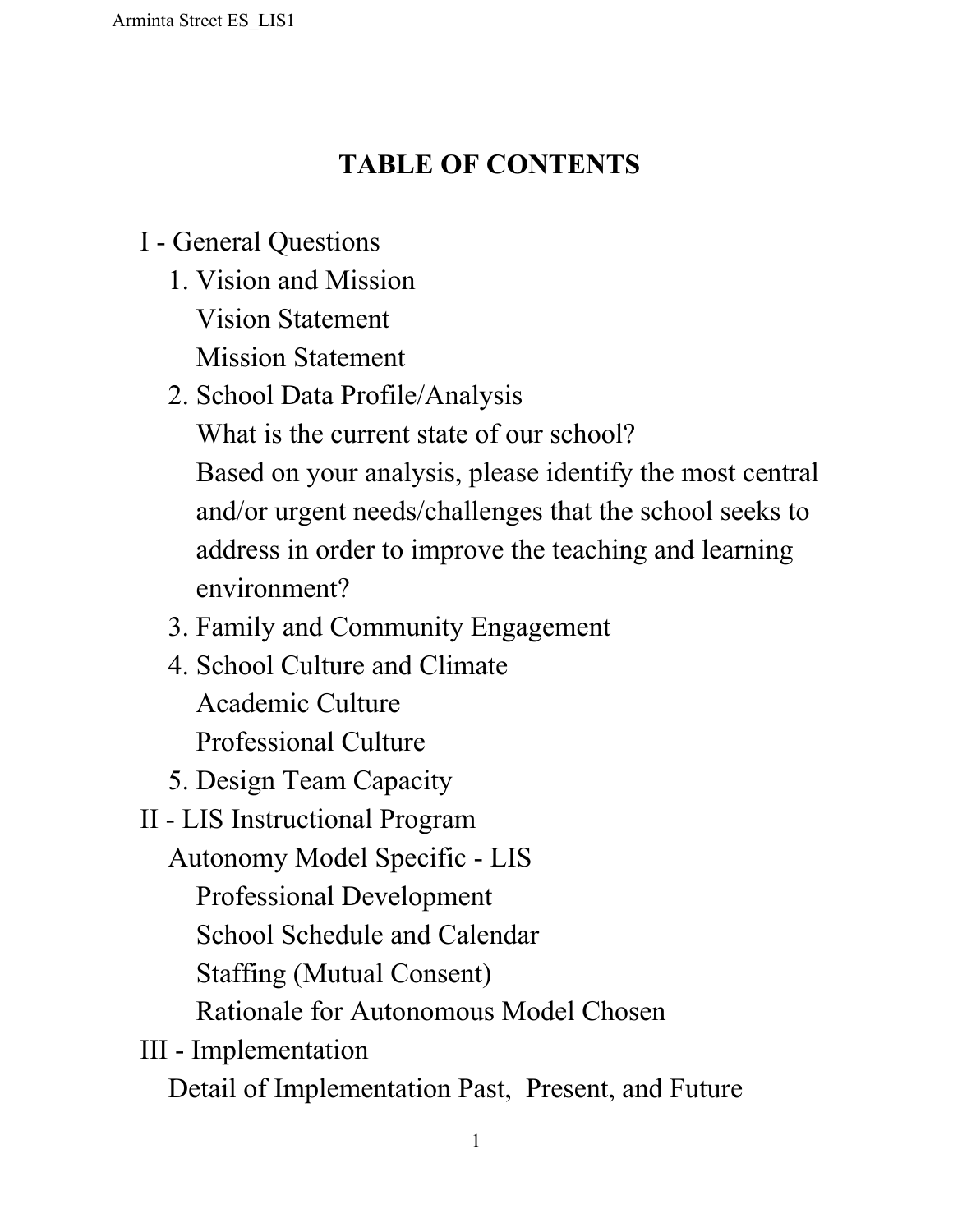# TABLE OF CONTENTS

- I - General Questions
  1. Vision and Mission
     - Vision Statement
     - Mission Statement
  2. School Data Profile/Analysis
     - What is the current state of our school?
     - Based on your analysis, please identify the most central and/or urgent needs/challenges that the school seeks to address in order to improve the teaching and learning environment?
  3. Family and Community Engagement
  4. School Culture and Climate
     - Academic Culture
     - Professional Culture
  5. Design Team Capacity
- II - LIS Instructional Program
  - Autonomy Model Specific - LIS
    - Professional Development
    - School Schedule and Calendar
    - Staffing (Mutual Consent)
    - Rationale for Autonomous Model Chosen
- III - Implementation
  - Detail of Implementation Past, Present, and Future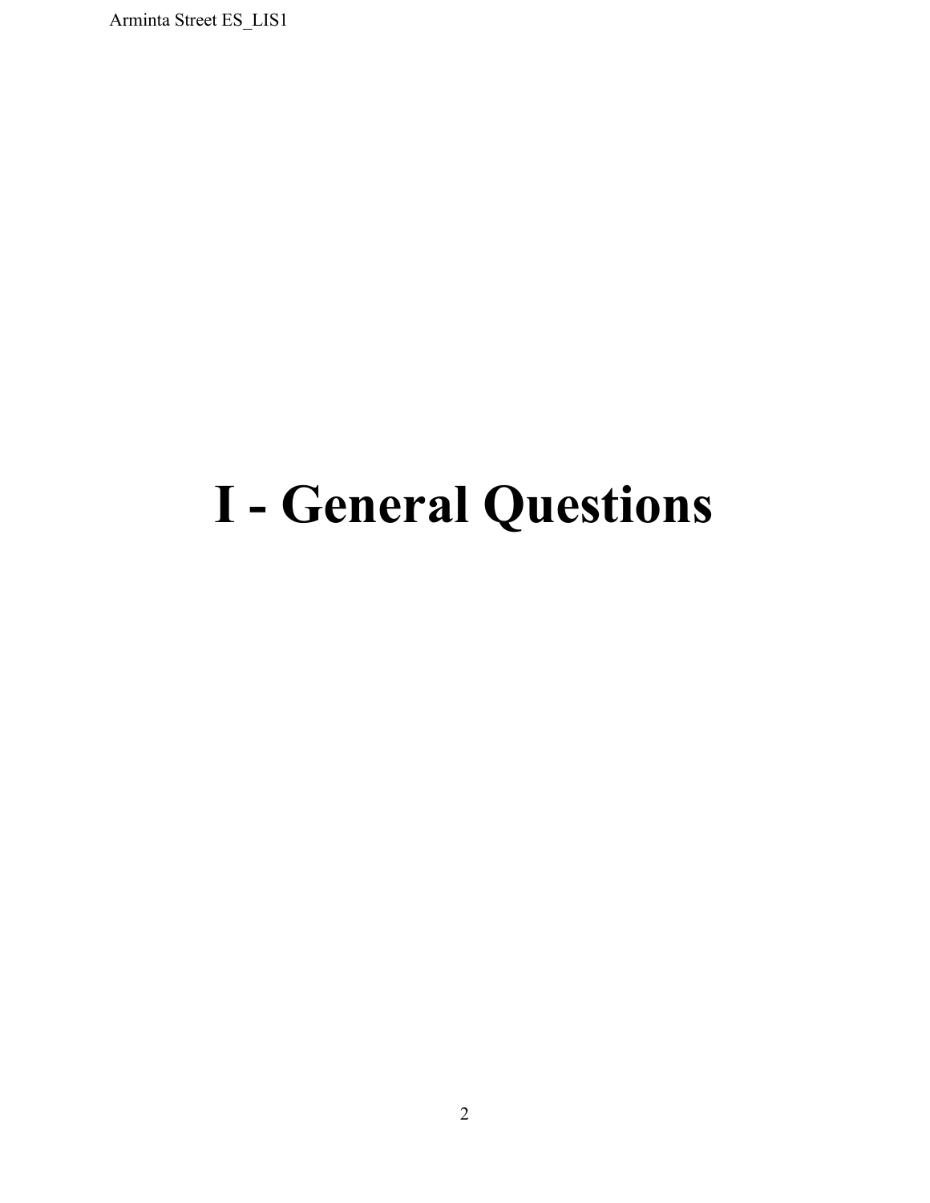# I - General Questions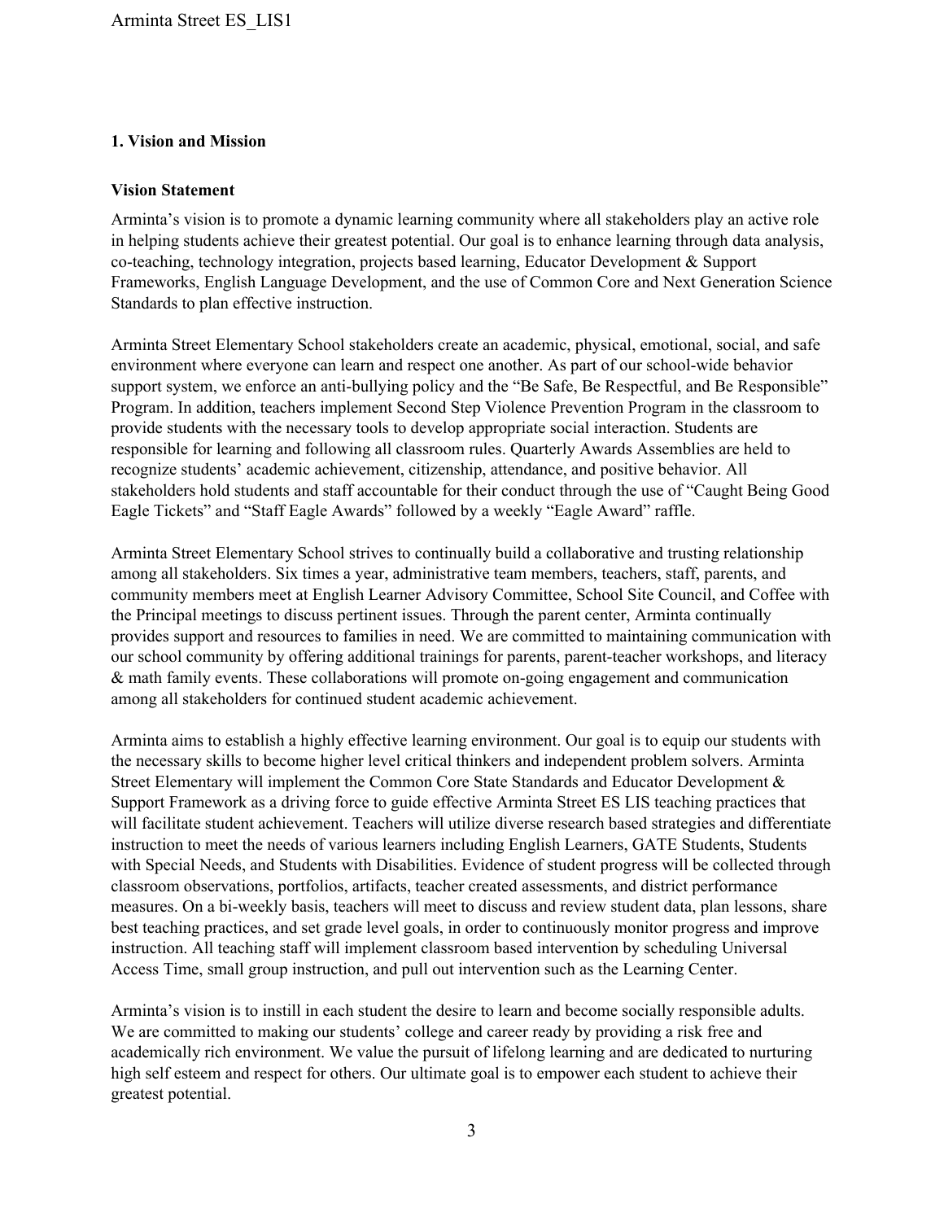## 1. Vision and Mission

### Vision Statement

Arminta's vision is to promote a dynamic learning community where all stakeholders play an active role in helping students achieve their greatest potential. Our goal is to enhance learning through data analysis, co-teaching, technology integration, projects based learning, Educator Development & Support Frameworks, English Language Development, and the use of Common Core and Next Generation Science Standards to plan effective instruction.

Arminta Street Elementary School stakeholders create an academic, physical, emotional, social, and safe environment where everyone can learn and respect one another. As part of our school-wide behavior support system, we enforce an anti-bullying policy and the "Be Safe, Be Respectful, and Be Responsible" Program. In addition, teachers implement Second Step Violence Prevention Program in the classroom to provide students with the necessary tools to develop appropriate social interaction. Students are responsible for learning and following all classroom rules. Quarterly Awards Assemblies are held to recognize students' academic achievement, citizenship, attendance, and positive behavior. All stakeholders hold students and staff accountable for their conduct through the use of "Caught Being Good Eagle Tickets" and "Staff Eagle Awards" followed by a weekly "Eagle Award" raffle.

Arminta Street Elementary School strives to continually build a collaborative and trusting relationship among all stakeholders. Six times a year, administrative team members, teachers, staff, parents, and community members meet at English Learner Advisory Committee, School Site Council, and Coffee with the Principal meetings to discuss pertinent issues. Through the parent center, Arminta continually provides support and resources to families in need. We are committed to maintaining communication with our school community by offering additional trainings for parents, parent-teacher workshops, and literacy & math family events. These collaborations will promote on-going engagement and communication among all stakeholders for continued student academic achievement.

Arminta aims to establish a highly effective learning environment. Our goal is to equip our students with the necessary skills to become higher level critical thinkers and independent problem solvers. Arminta Street Elementary will implement the Common Core State Standards and Educator Development & Support Framework as a driving force to guide effective Arminta Street ES LIS teaching practices that will facilitate student achievement. Teachers will utilize diverse research based strategies and differentiate instruction to meet the needs of various learners including English Learners, GATE Students, Students with Special Needs, and Students with Disabilities. Evidence of student progress will be collected through classroom observations, portfolios, artifacts, teacher created assessments, and district performance measures. On a bi-weekly basis, teachers will meet to discuss and review student data, plan lessons, share best teaching practices, and set grade level goals, in order to continuously monitor progress and improve instruction. All teaching staff will implement classroom based intervention by scheduling Universal Access Time, small group instruction, and pull out intervention such as the Learning Center.

Arminta's vision is to instill in each student the desire to learn and become socially responsible adults. We are committed to making our students' college and career ready by providing a risk free and academically rich environment. We value the pursuit of lifelong learning and are dedicated to nurturing high self esteem and respect for others. Our ultimate goal is to empower each student to achieve their greatest potential.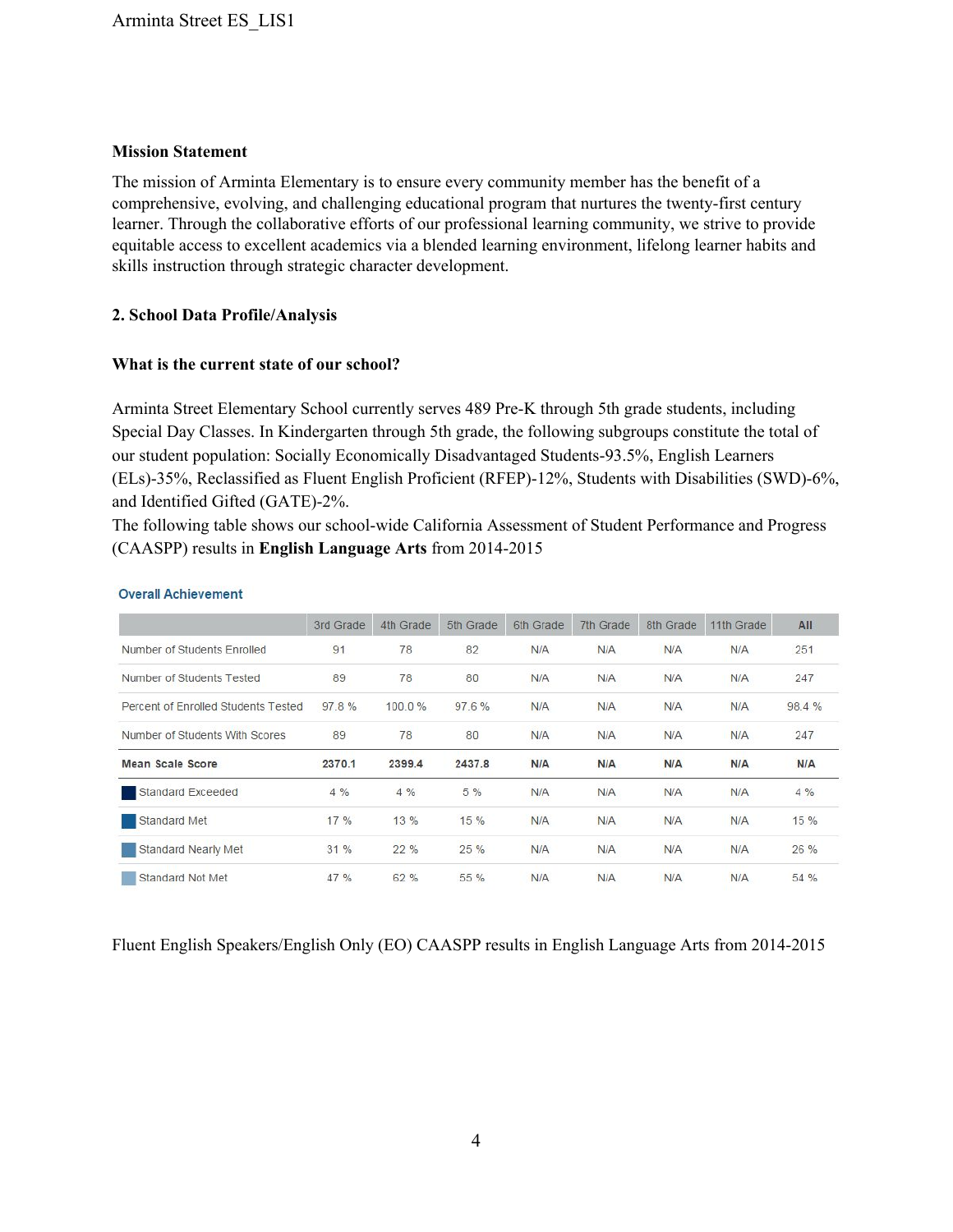### Mission Statement

The mission of Arminta Elementary is to ensure every community member has the benefit of a comprehensive, evolving, and challenging educational program that nurtures the twenty-first century learner. Through the collaborative efforts of our professional learning community, we strive to provide equitable access to excellent academics via a blended learning environment, lifelong learner habits and skills instruction through strategic character development.

### 2. School Data Profile/Analysis

### What is the current state of our school?

Arminta Street Elementary School currently serves 489 Pre-K through 5th grade students, including Special Day Classes. In Kindergarten through 5th grade, the following subgroups constitute the total of our student population: Socially Economically Disadvantaged Students-93.5%, English Learners (ELs)-35%, Reclassified as Fluent English Proficient (RFEP)-12%, Students with Disabilities (SWD)-6%, and Identified Gifted (GATE)-2%.

The following table shows our school-wide California Assessment of Student Performance and Progress (CAASPP) results in **English Language Arts** from 2014-2015

**Overall Achievement**

| | 3rd Grade | 4th Grade | 5th Grade | 6th Grade | 7th Grade | 8th Grade | 11th Grade | All |
|---|---|---|---|---|---|---|---|---|
| Number of Students Enrolled | 91 | 78 | 82 | N/A | N/A | N/A | N/A | 251 |
| Number of Students Tested | 89 | 78 | 80 | N/A | N/A | N/A | N/A | 247 |
| Percent of Enrolled Students Tested | 97.8 % | 100.0 % | 97.6 % | N/A | N/A | N/A | N/A | 98.4 % |
| Number of Students With Scores | 89 | 78 | 80 | N/A | N/A | N/A | N/A | 247 |
| **Mean Scale Score** | **2370.1** | **2399.4** | **2437.8** | **N/A** | **N/A** | **N/A** | **N/A** | **N/A** |
| Standard Exceeded | 4 % | 4 % | 5 % | N/A | N/A | N/A | N/A | 4 % |
| Standard Met | 17 % | 13 % | 15 % | N/A | N/A | N/A | N/A | 15 % |
| Standard Nearly Met | 31 % | 22 % | 25 % | N/A | N/A | N/A | N/A | 26 % |
| Standard Not Met | 47 % | 62 % | 55 % | N/A | N/A | N/A | N/A | 54 % |

Fluent English Speakers/English Only (EO) CAASPP results in English Language Arts from 2014-2015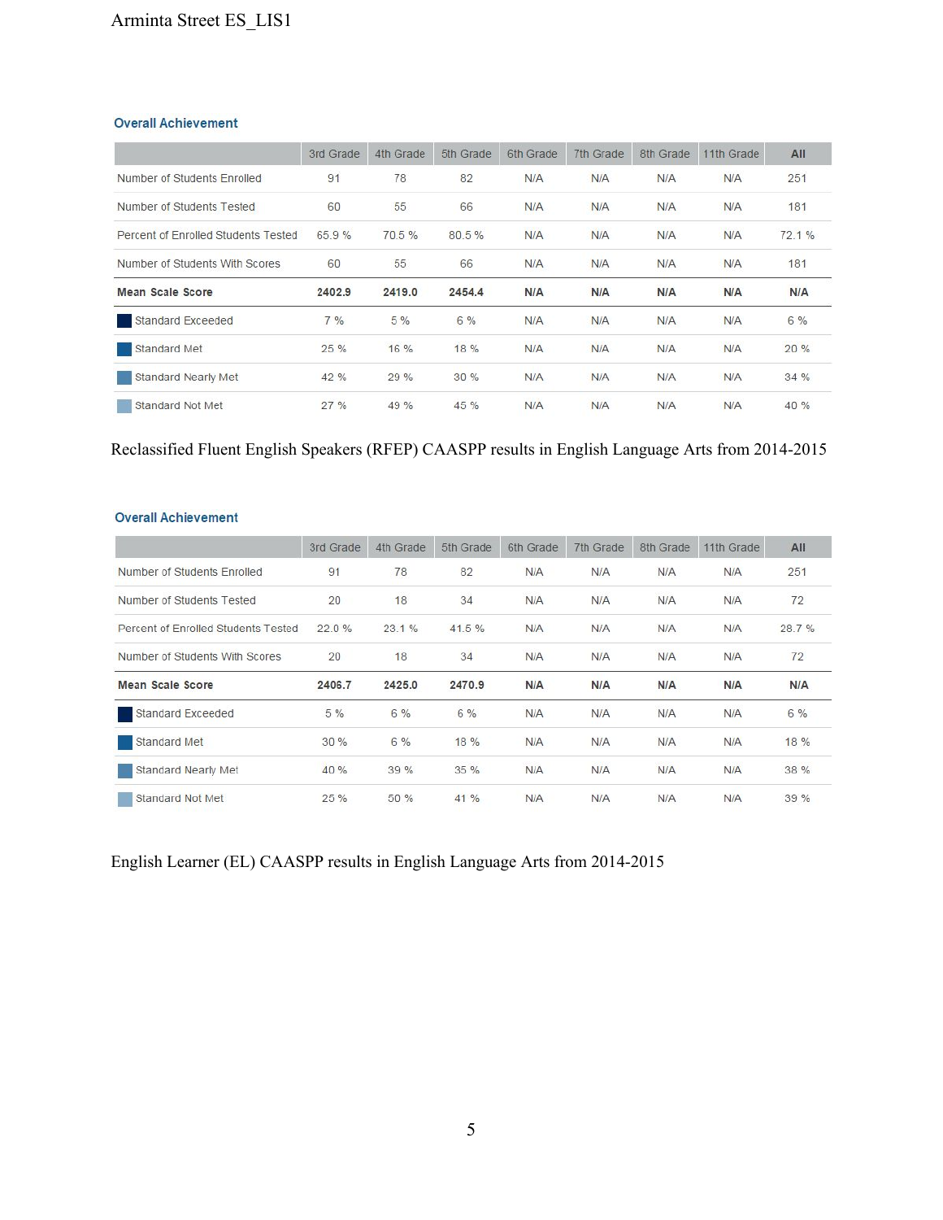### Overall Achievement

| | 3rd Grade | 4th Grade | 5th Grade | 6th Grade | 7th Grade | 8th Grade | 11th Grade | All |
|---|---|---|---|---|---|---|---|---|
| Number of Students Enrolled | 91 | 78 | 82 | N/A | N/A | N/A | N/A | 251 |
| Number of Students Tested | 60 | 55 | 66 | N/A | N/A | N/A | N/A | 181 |
| Percent of Enrolled Students Tested | 65.9 % | 70.5 % | 80.5 % | N/A | N/A | N/A | N/A | 72.1 % |
| Number of Students With Scores | 60 | 55 | 66 | N/A | N/A | N/A | N/A | 181 |
| **Mean Scale Score** | **2402.9** | **2419.0** | **2454.4** | **N/A** | **N/A** | **N/A** | **N/A** | **N/A** |
| Standard Exceeded | 7 % | 5 % | 6 % | N/A | N/A | N/A | N/A | 6 % |
| Standard Met | 25 % | 16 % | 18 % | N/A | N/A | N/A | N/A | 20 % |
| Standard Nearly Met | 42 % | 29 % | 30 % | N/A | N/A | N/A | N/A | 34 % |
| Standard Not Met | 27 % | 49 % | 45 % | N/A | N/A | N/A | N/A | 40 % |

Reclassified Fluent English Speakers (RFEP) CAASPP results in English Language Arts from 2014-2015

### Overall Achievement

| | 3rd Grade | 4th Grade | 5th Grade | 6th Grade | 7th Grade | 8th Grade | 11th Grade | All |
|---|---|---|---|---|---|---|---|---|
| Number of Students Enrolled | 91 | 78 | 82 | N/A | N/A | N/A | N/A | 251 |
| Number of Students Tested | 20 | 18 | 34 | N/A | N/A | N/A | N/A | 72 |
| Percent of Enrolled Students Tested | 22.0 % | 23.1 % | 41.5 % | N/A | N/A | N/A | N/A | 28.7 % |
| Number of Students With Scores | 20 | 18 | 34 | N/A | N/A | N/A | N/A | 72 |
| **Mean Scale Score** | **2406.7** | **2425.0** | **2470.9** | **N/A** | **N/A** | **N/A** | **N/A** | **N/A** |
| Standard Exceeded | 5 % | 6 % | 6 % | N/A | N/A | N/A | N/A | 6 % |
| Standard Met | 30 % | 6 % | 18 % | N/A | N/A | N/A | N/A | 18 % |
| Standard Nearly Met | 40 % | 39 % | 35 % | N/A | N/A | N/A | N/A | 38 % |
| Standard Not Met | 25 % | 50 % | 41 % | N/A | N/A | N/A | N/A | 39 % |

English Learner (EL) CAASPP results in English Language Arts from 2014-2015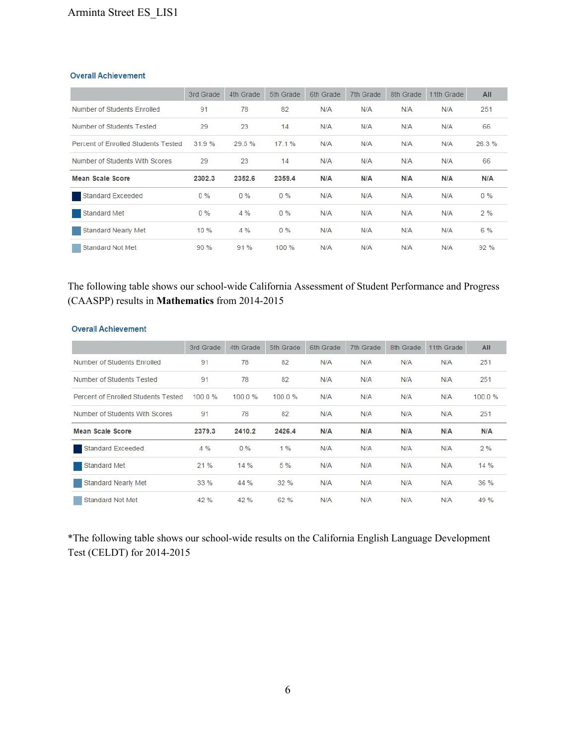### Overall Achievement

| | 3rd Grade | 4th Grade | 5th Grade | 6th Grade | 7th Grade | 8th Grade | 11th Grade | All |
|---|---|---|---|---|---|---|---|---|
| Number of Students Enrolled | 91 | 78 | 82 | N/A | N/A | N/A | N/A | 251 |
| Number of Students Tested | 29 | 23 | 14 | N/A | N/A | N/A | N/A | 66 |
| Percent of Enrolled Students Tested | 31.9 % | 29.5 % | 17.1 % | N/A | N/A | N/A | N/A | 26.3 % |
| Number of Students With Scores | 29 | 23 | 14 | N/A | N/A | N/A | N/A | 66 |
| **Mean Scale Score** | **2302.3** | **2352.6** | **2359.4** | **N/A** | **N/A** | **N/A** | **N/A** | **N/A** |
| Standard Exceeded | 0 % | 0 % | 0 % | N/A | N/A | N/A | N/A | 0 % |
| Standard Met | 0 % | 4 % | 0 % | N/A | N/A | N/A | N/A | 2 % |
| Standard Nearly Met | 10 % | 4 % | 0 % | N/A | N/A | N/A | N/A | 6 % |
| Standard Not Met | 90 % | 91 % | 100 % | N/A | N/A | N/A | N/A | 92 % |

The following table shows our school-wide California Assessment of Student Performance and Progress (CAASPP) results in **Mathematics** from 2014-2015

### Overall Achievement

| | 3rd Grade | 4th Grade | 5th Grade | 6th Grade | 7th Grade | 8th Grade | 11th Grade | All |
|---|---|---|---|---|---|---|---|---|
| Number of Students Enrolled | 91 | 78 | 82 | N/A | N/A | N/A | N/A | 251 |
| Number of Students Tested | 91 | 78 | 82 | N/A | N/A | N/A | N/A | 251 |
| Percent of Enrolled Students Tested | 100.0 % | 100.0 % | 100.0 % | N/A | N/A | N/A | N/A | 100.0 % |
| Number of Students With Scores | 91 | 78 | 82 | N/A | N/A | N/A | N/A | 251 |
| **Mean Scale Score** | **2379.3** | **2410.2** | **2426.4** | **N/A** | **N/A** | **N/A** | **N/A** | **N/A** |
| Standard Exceeded | 4 % | 0 % | 1 % | N/A | N/A | N/A | N/A | 2 % |
| Standard Met | 21 % | 14 % | 5 % | N/A | N/A | N/A | N/A | 14 % |
| Standard Nearly Met | 33 % | 44 % | 32 % | N/A | N/A | N/A | N/A | 36 % |
| Standard Not Met | 42 % | 42 % | 62 % | N/A | N/A | N/A | N/A | 49 % |

*The following table shows our school-wide results on the California English Language Development Test (CELDT) for 2014-2015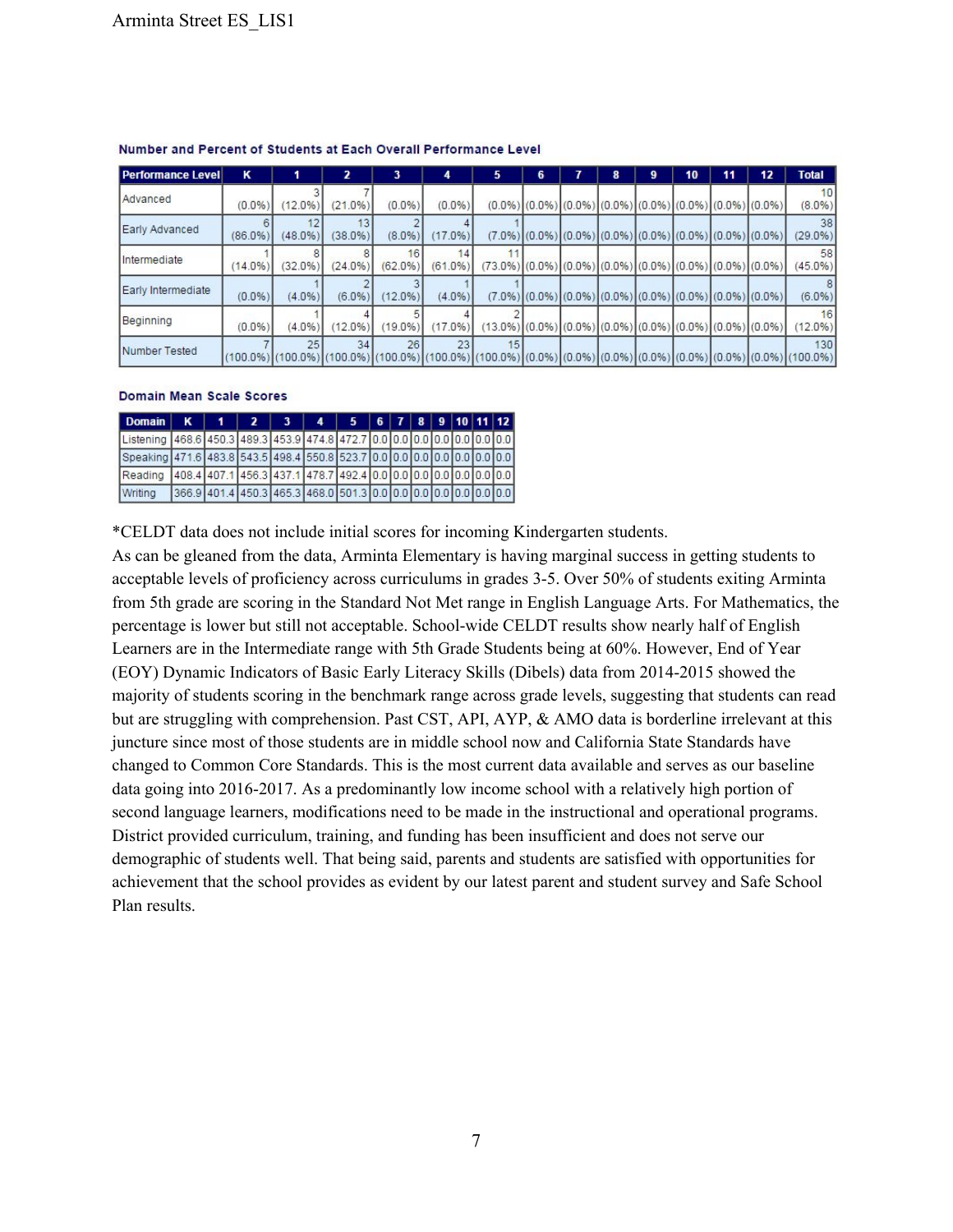**Number and Percent of Students at Each Overall Performance Level**

| Performance Level | K | 1 | 2 | 3 | 4 | 5 | 6 | 7 | 8 | 9 | 10 | 11 | 12 | Total |
|---|---|---|---|---|---|---|---|---|---|---|---|---|---|---|
| Advanced | (0.0%) | 3 (12.0%) | 7 (21.0%) | (0.0%) | (0.0%) | (0.0%) | (0.0%) | (0.0%) | (0.0%) | (0.0%) | (0.0%) | (0.0%) | (0.0%) | 10 (8.0%) |
| Early Advanced | 6 (86.0%) | 12 (48.0%) | 13 (38.0%) | 2 (8.0%) | 4 (17.0%) | 1 (7.0%) | (0.0%) | (0.0%) | (0.0%) | (0.0%) | (0.0%) | (0.0%) | (0.0%) | 38 (29.0%) |
| Intermediate | 1 (14.0%) | 8 (32.0%) | 8 (24.0%) | 16 (62.0%) | 14 (61.0%) | 11 (73.0%) | (0.0%) | (0.0%) | (0.0%) | (0.0%) | (0.0%) | (0.0%) | (0.0%) | 58 (45.0%) |
| Early Intermediate | (0.0%) | 1 (4.0%) | 2 (6.0%) | 3 (12.0%) | 1 (4.0%) | 1 (7.0%) | (0.0%) | (0.0%) | (0.0%) | (0.0%) | (0.0%) | (0.0%) | (0.0%) | 8 (6.0%) |
| Beginning | (0.0%) | 1 (4.0%) | 4 (12.0%) | 5 (19.0%) | 4 (17.0%) | 2 (13.0%) | (0.0%) | (0.0%) | (0.0%) | (0.0%) | (0.0%) | (0.0%) | (0.0%) | 16 (12.0%) |
| Number Tested | 7 (100.0%) | 25 (100.0%) | 34 (100.0%) | 26 (100.0%) | 23 (100.0%) | 15 (100.0%) | (0.0%) | (0.0%) | (0.0%) | (0.0%) | (0.0%) | (0.0%) | (0.0%) | 130 (100.0%) |

**Domain Mean Scale Scores**

| Domain | K | 1 | 2 | 3 | 4 | 5 | 6 | 7 | 8 | 9 | 10 | 11 | 12 |
|---|---|---|---|---|---|---|---|---|---|---|---|---|---|
| Listening | 468.6 | 450.3 | 489.3 | 453.9 | 474.8 | 472.7 | 0.0 | 0.0 | 0.0 | 0.0 | 0.0 | 0.0 | 0.0 |
| Speaking | 471.6 | 483.8 | 543.5 | 498.4 | 550.8 | 523.7 | 0.0 | 0.0 | 0.0 | 0.0 | 0.0 | 0.0 | 0.0 |
| Reading | 408.4 | 407.1 | 456.3 | 437.1 | 478.7 | 492.4 | 0.0 | 0.0 | 0.0 | 0.0 | 0.0 | 0.0 | 0.0 |
| Writing | 366.9 | 401.4 | 450.3 | 465.3 | 468.0 | 501.3 | 0.0 | 0.0 | 0.0 | 0.0 | 0.0 | 0.0 | 0.0 |

*CELDT data does not include initial scores for incoming Kindergarten students.

As can be gleaned from the data, Arminta Elementary is having marginal success in getting students to acceptable levels of proficiency across curriculums in grades 3-5. Over 50% of students exiting Arminta from 5th grade are scoring in the Standard Not Met range in English Language Arts. For Mathematics, the percentage is lower but still not acceptable. School-wide CELDT results show nearly half of English Learners are in the Intermediate range with 5th Grade Students being at 60%. However, End of Year (EOY) Dynamic Indicators of Basic Early Literacy Skills (Dibels) data from 2014-2015 showed the majority of students scoring in the benchmark range across grade levels, suggesting that students can read but are struggling with comprehension. Past CST, API, AYP, & AMO data is borderline irrelevant at this juncture since most of those students are in middle school now and California State Standards have changed to Common Core Standards. This is the most current data available and serves as our baseline data going into 2016-2017. As a predominantly low income school with a relatively high portion of second language learners, modifications need to be made in the instructional and operational programs. District provided curriculum, training, and funding has been insufficient and does not serve our demographic of students well. That being said, parents and students are satisfied with opportunities for achievement that the school provides as evident by our latest parent and student survey and Safe School Plan results.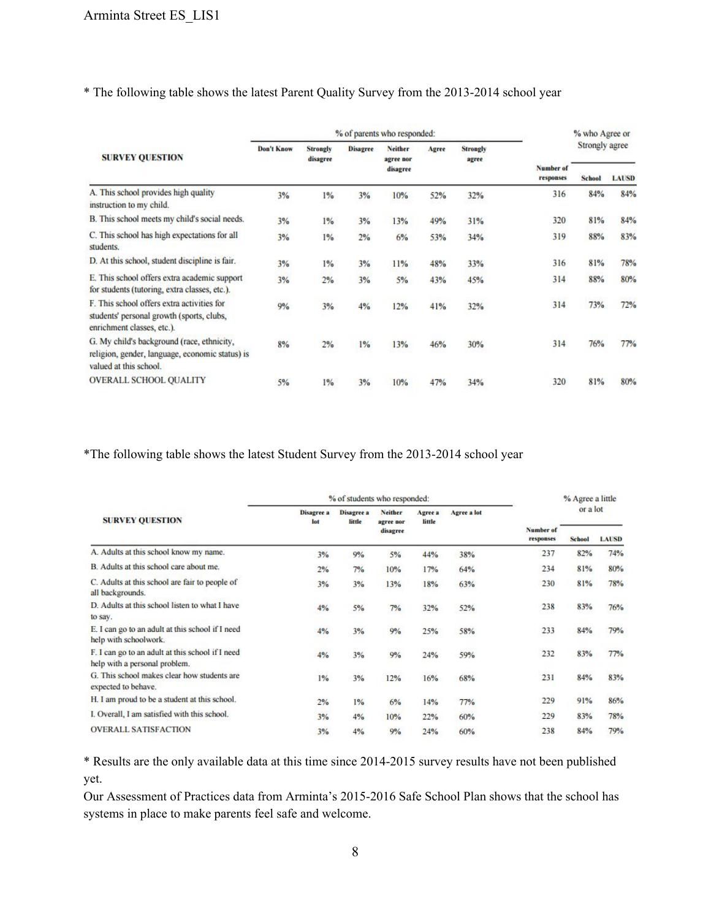* The following table shows the latest Parent Quality Survey from the 2013-2014 school year

| SURVEY QUESTION | % of parents who responded: | | | | | | | % who Agree or Strongly agree | |
|---|---|---|---|---|---|---|---|---|---|
| | Don't Know | Strongly disagree | Disagree | Neither agree nor disagree | Agree | Strongly agree | Number of responses | School | LAUSD |
| A. This school provides high quality instruction to my child. | 3% | 1% | 3% | 10% | 52% | 32% | 316 | 84% | 84% |
| B. This school meets my child's social needs. | 3% | 1% | 3% | 13% | 49% | 31% | 320 | 81% | 84% |
| C. This school has high expectations for all students. | 3% | 1% | 2% | 6% | 53% | 34% | 319 | 88% | 83% |
| D. At this school, student discipline is fair. | 3% | 1% | 3% | 11% | 48% | 33% | 316 | 81% | 78% |
| E. This school offers extra academic support for students (tutoring, extra classes, etc.). | 3% | 2% | 3% | 5% | 43% | 45% | 314 | 88% | 80% |
| F. This school offers extra activities for students' personal growth (sports, clubs, enrichment classes, etc.). | 9% | 3% | 4% | 12% | 41% | 32% | 314 | 73% | 72% |
| G. My child's background (race, ethnicity, religion, gender, language, economic status) is valued at this school. | 8% | 2% | 1% | 13% | 46% | 30% | 314 | 76% | 77% |
| OVERALL SCHOOL QUALITY | 5% | 1% | 3% | 10% | 47% | 34% | 320 | 81% | 80% |

*The following table shows the latest Student Survey from the 2013-2014 school year

| SURVEY QUESTION | % of students who responded: | | | | | | % Agree a little or a lot | |
|---|---|---|---|---|---|---|---|---|
| | Disagree a lot | Disagree a little | Neither agree nor disagree | Agree a little | Agree a lot | Number of responses | School | LAUSD |
| A. Adults at this school know my name. | 3% | 9% | 5% | 44% | 38% | 237 | 82% | 74% |
| B. Adults at this school care about me. | 2% | 7% | 10% | 17% | 64% | 234 | 81% | 80% |
| C. Adults at this school are fair to people of all backgrounds. | 3% | 3% | 13% | 18% | 63% | 230 | 81% | 78% |
| D. Adults at this school listen to what I have to say. | 4% | 5% | 7% | 32% | 52% | 238 | 83% | 76% |
| E. I can go to an adult at this school if I need help with schoolwork. | 4% | 3% | 9% | 25% | 58% | 233 | 84% | 79% |
| F. I can go to an adult at this school if I need help with a personal problem. | 4% | 3% | 9% | 24% | 59% | 232 | 83% | 77% |
| G. This school makes clear how students are expected to behave. | 1% | 3% | 12% | 16% | 68% | 231 | 84% | 83% |
| H. I am proud to be a student at this school. | 2% | 1% | 6% | 14% | 77% | 229 | 91% | 86% |
| I. Overall, I am satisfied with this school. | 3% | 4% | 10% | 22% | 60% | 229 | 83% | 78% |
| OVERALL SATISFACTION | 3% | 4% | 9% | 24% | 60% | 238 | 84% | 79% |

* Results are the only available data at this time since 2014-2015 survey results have not been published yet.

Our Assessment of Practices data from Arminta's 2015-2016 Safe School Plan shows that the school has systems in place to make parents feel safe and welcome.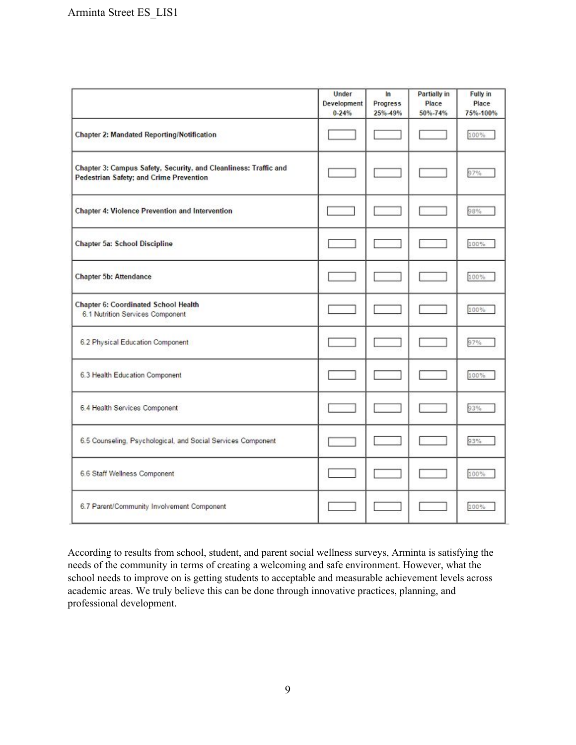| | Under Development 0-24% | In Progress 25%-49% | Partially in Place 50%-74% | Fully in Place 75%-100% |
|---|---|---|---|---|
| **Chapter 2: Mandated Reporting/Notification** | | | | 100% |
| **Chapter 3: Campus Safety, Security, and Cleanliness: Traffic and Pedestrian Safety; and Crime Prevention** | | | | 97% |
| **Chapter 4: Violence Prevention and Intervention** | | | | 98% |
| **Chapter 5a: School Discipline** | | | | 100% |
| **Chapter 5b: Attendance** | | | | 100% |
| **Chapter 6: Coordinated School Health** 6.1 Nutrition Services Component | | | | 100% |
| 6.2 Physical Education Component | | | | 97% |
| 6.3 Health Education Component | | | | 100% |
| 6.4 Health Services Component | | | | 93% |
| 6.5 Counseling, Psychological, and Social Services Component | | | | 93% |
| 6.6 Staff Wellness Component | | | | 100% |
| 6.7 Parent/Community Involvement Component | | | | 100% |

According to results from school, student, and parent social wellness surveys, Arminta is satisfying the needs of the community in terms of creating a welcoming and safe environment. However, what the school needs to improve on is getting students to acceptable and measurable achievement levels across academic areas. We truly believe this can be done through innovative practices, planning, and professional development.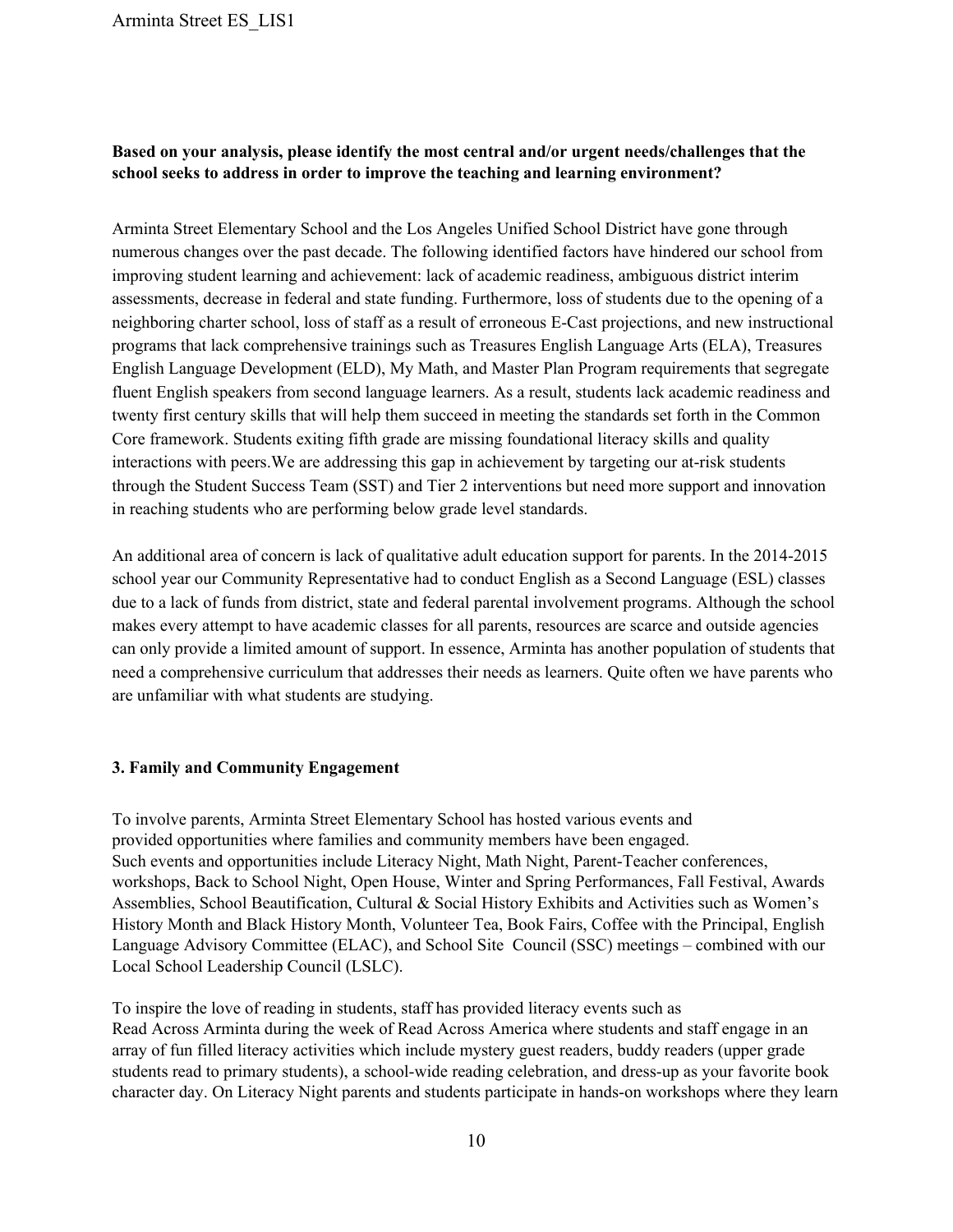**Based on your analysis, please identify the most central and/or urgent needs/challenges that the school seeks to address in order to improve the teaching and learning environment?**

Arminta Street Elementary School and the Los Angeles Unified School District have gone through numerous changes over the past decade. The following identified factors have hindered our school from improving student learning and achievement: lack of academic readiness, ambiguous district interim assessments, decrease in federal and state funding. Furthermore, loss of students due to the opening of a neighboring charter school, loss of staff as a result of erroneous E-Cast projections, and new instructional programs that lack comprehensive trainings such as Treasures English Language Arts (ELA), Treasures English Language Development (ELD), My Math, and Master Plan Program requirements that segregate fluent English speakers from second language learners. As a result, students lack academic readiness and twenty first century skills that will help them succeed in meeting the standards set forth in the Common Core framework. Students exiting fifth grade are missing foundational literacy skills and quality interactions with peers.We are addressing this gap in achievement by targeting our at-risk students through the Student Success Team (SST) and Tier 2 interventions but need more support and innovation in reaching students who are performing below grade level standards.

An additional area of concern is lack of qualitative adult education support for parents. In the 2014-2015 school year our Community Representative had to conduct English as a Second Language (ESL) classes due to a lack of funds from district, state and federal parental involvement programs. Although the school makes every attempt to have academic classes for all parents, resources are scarce and outside agencies can only provide a limited amount of support. In essence, Arminta has another population of students that need a comprehensive curriculum that addresses their needs as learners. Quite often we have parents who are unfamiliar with what students are studying.

### 3. Family and Community Engagement

To involve parents, Arminta Street Elementary School has hosted various events and provided opportunities where families and community members have been engaged. Such events and opportunities include Literacy Night, Math Night, Parent-Teacher conferences, workshops, Back to School Night, Open House, Winter and Spring Performances, Fall Festival, Awards Assemblies, School Beautification, Cultural & Social History Exhibits and Activities such as Women's History Month and Black History Month, Volunteer Tea, Book Fairs, Coffee with the Principal, English Language Advisory Committee (ELAC), and School Site Council (SSC) meetings – combined with our Local School Leadership Council (LSLC).

To inspire the love of reading in students, staff has provided literacy events such as Read Across Arminta during the week of Read Across America where students and staff engage in an array of fun filled literacy activities which include mystery guest readers, buddy readers (upper grade students read to primary students), a school-wide reading celebration, and dress-up as your favorite book character day. On Literacy Night parents and students participate in hands-on workshops where they learn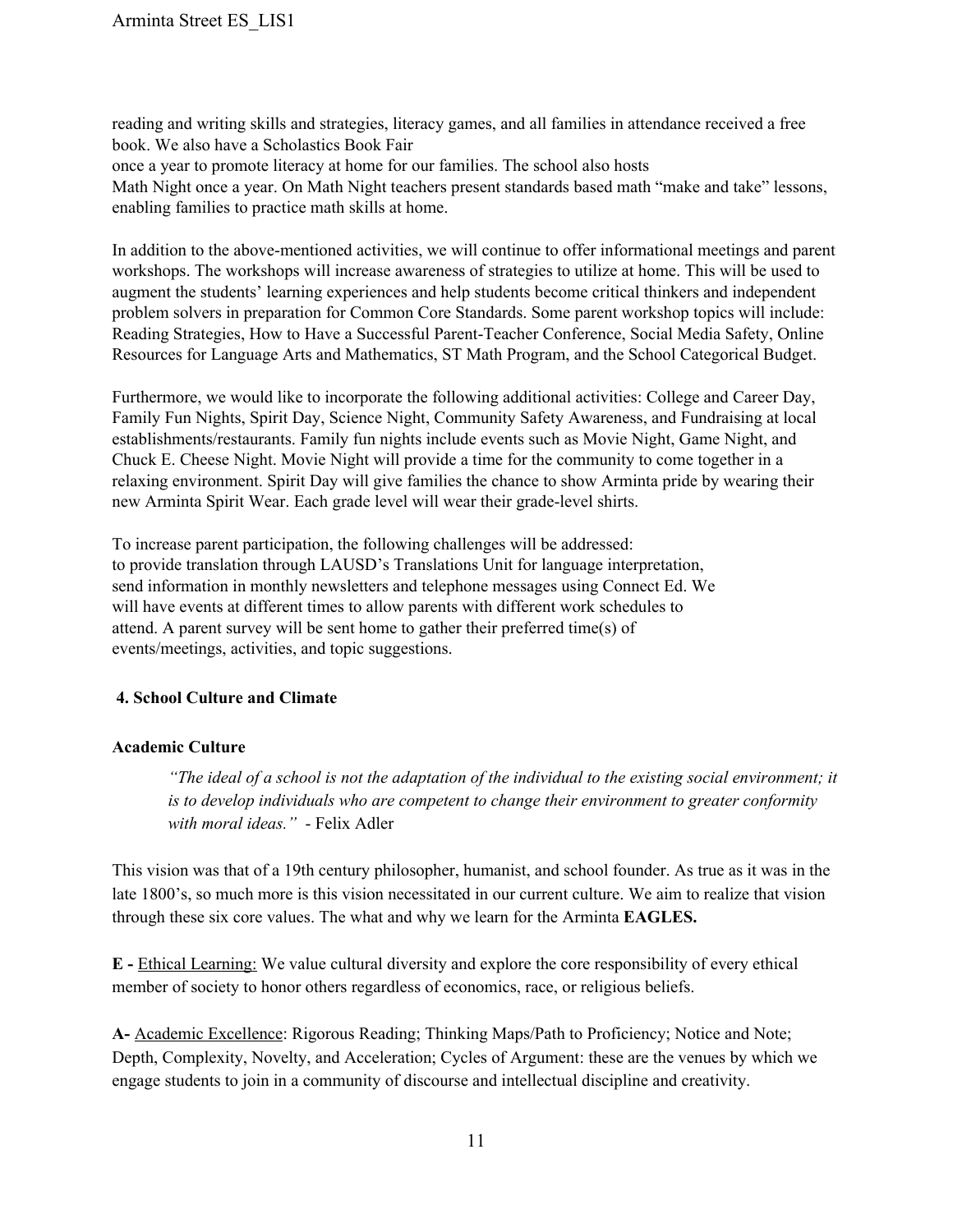reading and writing skills and strategies, literacy games, and all families in attendance received a free book. We also have a Scholastics Book Fair once a year to promote literacy at home for our families. The school also hosts Math Night once a year. On Math Night teachers present standards based math "make and take" lessons, enabling families to practice math skills at home.

In addition to the above-mentioned activities, we will continue to offer informational meetings and parent workshops. The workshops will increase awareness of strategies to utilize at home. This will be used to augment the students' learning experiences and help students become critical thinkers and independent problem solvers in preparation for Common Core Standards. Some parent workshop topics will include: Reading Strategies, How to Have a Successful Parent-Teacher Conference, Social Media Safety, Online Resources for Language Arts and Mathematics, ST Math Program, and the School Categorical Budget.

Furthermore, we would like to incorporate the following additional activities: College and Career Day, Family Fun Nights, Spirit Day, Science Night, Community Safety Awareness, and Fundraising at local establishments/restaurants. Family fun nights include events such as Movie Night, Game Night, and Chuck E. Cheese Night. Movie Night will provide a time for the community to come together in a relaxing environment. Spirit Day will give families the chance to show Arminta pride by wearing their new Arminta Spirit Wear. Each grade level will wear their grade-level shirts.

To increase parent participation, the following challenges will be addressed: to provide translation through LAUSD's Translations Unit for language interpretation, send information in monthly newsletters and telephone messages using Connect Ed. We will have events at different times to allow parents with different work schedules to attend. A parent survey will be sent home to gather their preferred time(s) of events/meetings, activities, and topic suggestions.

## 4. School Culture and Climate

### Academic Culture

> *"The ideal of a school is not the adaptation of the individual to the existing social environment; it is to develop individuals who are competent to change their environment to greater conformity with moral ideas."* - Felix Adler

This vision was that of a 19th century philosopher, humanist, and school founder. As true as it was in the late 1800's, so much more is this vision necessitated in our current culture. We aim to realize that vision through these six core values. The what and why we learn for the Arminta **EAGLES.**

**E -** Ethical Learning: We value cultural diversity and explore the core responsibility of every ethical member of society to honor others regardless of economics, race, or religious beliefs.

**A-** Academic Excellence: Rigorous Reading; Thinking Maps/Path to Proficiency; Notice and Note; Depth, Complexity, Novelty, and Acceleration; Cycles of Argument: these are the venues by which we engage students to join in a community of discourse and intellectual discipline and creativity.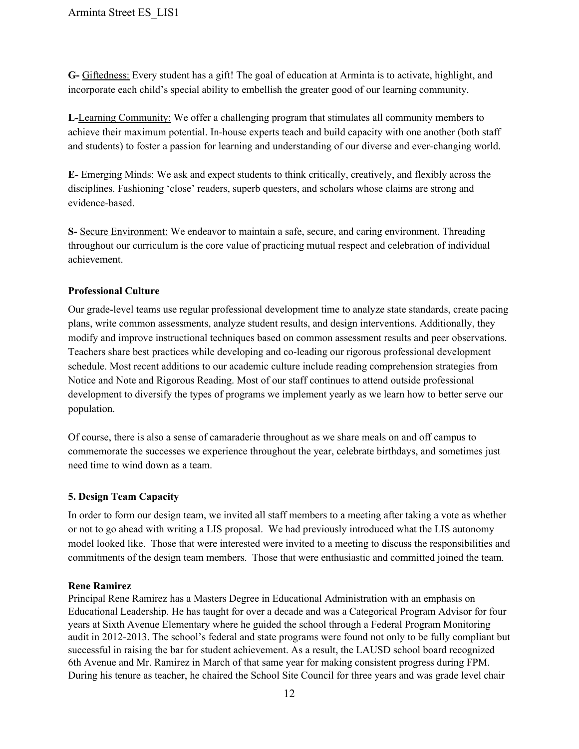**G-** Giftedness: Every student has a gift! The goal of education at Arminta is to activate, highlight, and incorporate each child's special ability to embellish the greater good of our learning community.

**L-**Learning Community: We offer a challenging program that stimulates all community members to achieve their maximum potential. In-house experts teach and build capacity with one another (both staff and students) to foster a passion for learning and understanding of our diverse and ever-changing world.

**E-** Emerging Minds: We ask and expect students to think critically, creatively, and flexibly across the disciplines. Fashioning 'close' readers, superb questers, and scholars whose claims are strong and evidence-based.

**S-** Secure Environment: We endeavor to maintain a safe, secure, and caring environment. Threading throughout our curriculum is the core value of practicing mutual respect and celebration of individual achievement.

**Professional Culture**

Our grade-level teams use regular professional development time to analyze state standards, create pacing plans, write common assessments, analyze student results, and design interventions. Additionally, they modify and improve instructional techniques based on common assessment results and peer observations. Teachers share best practices while developing and co-leading our rigorous professional development schedule. Most recent additions to our academic culture include reading comprehension strategies from Notice and Note and Rigorous Reading. Most of our staff continues to attend outside professional development to diversify the types of programs we implement yearly as we learn how to better serve our population.

Of course, there is also a sense of camaraderie throughout as we share meals on and off campus to commemorate the successes we experience throughout the year, celebrate birthdays, and sometimes just need time to wind down as a team.

**5. Design Team Capacity**

In order to form our design team, we invited all staff members to a meeting after taking a vote as whether or not to go ahead with writing a LIS proposal. We had previously introduced what the LIS autonomy model looked like. Those that were interested were invited to a meeting to discuss the responsibilities and commitments of the design team members. Those that were enthusiastic and committed joined the team.

**Rene Ramirez**

Principal Rene Ramirez has a Masters Degree in Educational Administration with an emphasis on Educational Leadership. He has taught for over a decade and was a Categorical Program Advisor for four years at Sixth Avenue Elementary where he guided the school through a Federal Program Monitoring audit in 2012-2013. The school's federal and state programs were found not only to be fully compliant but successful in raising the bar for student achievement. As a result, the LAUSD school board recognized 6th Avenue and Mr. Ramirez in March of that same year for making consistent progress during FPM. During his tenure as teacher, he chaired the School Site Council for three years and was grade level chair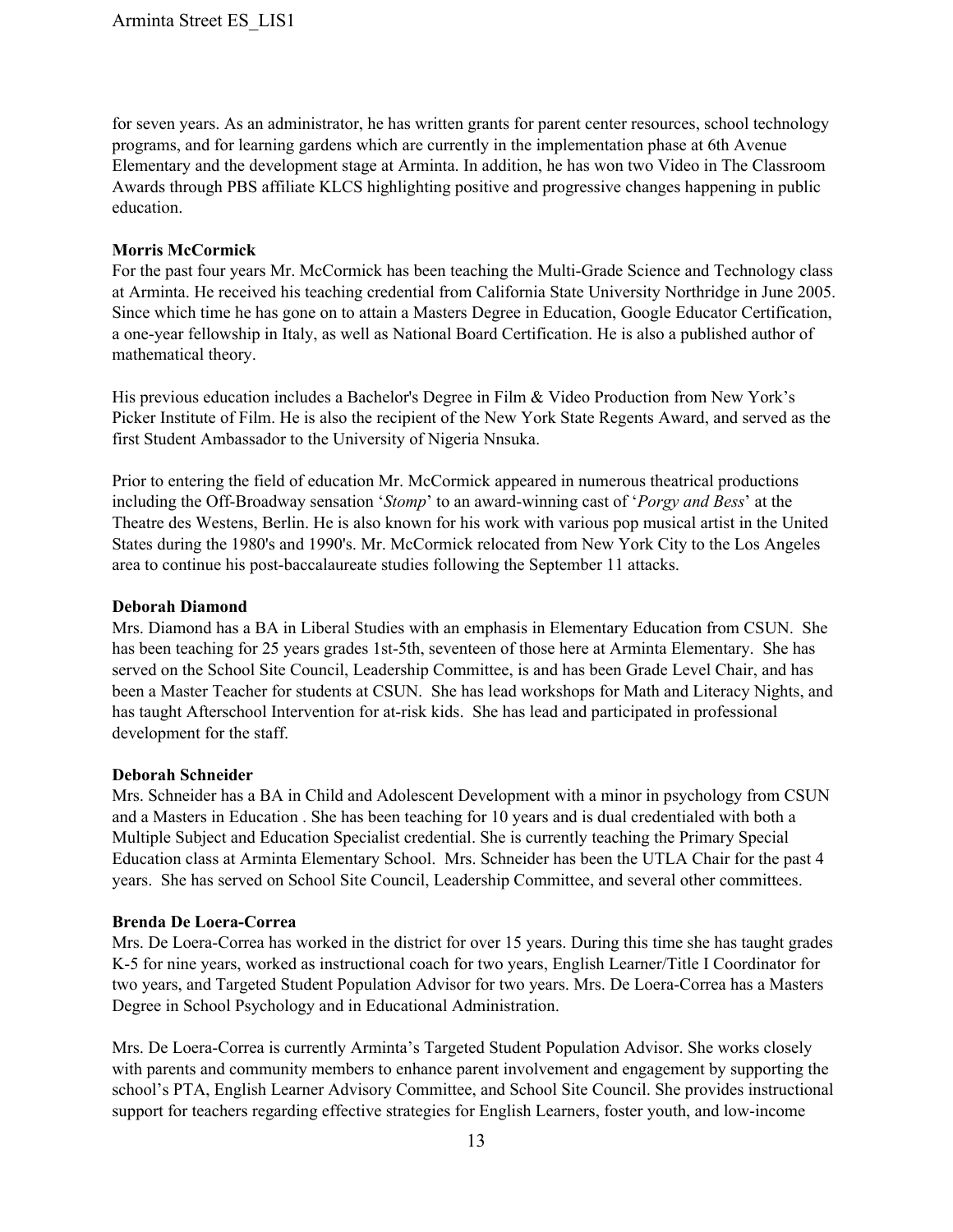for seven years. As an administrator, he has written grants for parent center resources, school technology programs, and for learning gardens which are currently in the implementation phase at 6th Avenue Elementary and the development stage at Arminta. In addition, he has won two Video in The Classroom Awards through PBS affiliate KLCS highlighting positive and progressive changes happening in public education.

**Morris McCormick**

For the past four years Mr. McCormick has been teaching the Multi-Grade Science and Technology class at Arminta. He received his teaching credential from California State University Northridge in June 2005. Since which time he has gone on to attain a Masters Degree in Education, Google Educator Certification, a one-year fellowship in Italy, as well as National Board Certification. He is also a published author of mathematical theory.

His previous education includes a Bachelor's Degree in Film & Video Production from New York's Picker Institute of Film. He is also the recipient of the New York State Regents Award, and served as the first Student Ambassador to the University of Nigeria Nnsuka.

Prior to entering the field of education Mr. McCormick appeared in numerous theatrical productions including the Off-Broadway sensation '*Stomp*' to an award-winning cast of '*Porgy and Bess*' at the Theatre des Westens, Berlin. He is also known for his work with various pop musical artist in the United States during the 1980's and 1990's. Mr. McCormick relocated from New York City to the Los Angeles area to continue his post-baccalaureate studies following the September 11 attacks.

**Deborah Diamond**

Mrs. Diamond has a BA in Liberal Studies with an emphasis in Elementary Education from CSUN. She has been teaching for 25 years grades 1st-5th, seventeen of those here at Arminta Elementary. She has served on the School Site Council, Leadership Committee, is and has been Grade Level Chair, and has been a Master Teacher for students at CSUN. She has lead workshops for Math and Literacy Nights, and has taught Afterschool Intervention for at-risk kids. She has lead and participated in professional development for the staff.

**Deborah Schneider**

Mrs. Schneider has a BA in Child and Adolescent Development with a minor in psychology from CSUN and a Masters in Education . She has been teaching for 10 years and is dual credentialed with both a Multiple Subject and Education Specialist credential. She is currently teaching the Primary Special Education class at Arminta Elementary School. Mrs. Schneider has been the UTLA Chair for the past 4 years. She has served on School Site Council, Leadership Committee, and several other committees.

**Brenda De Loera-Correa**

Mrs. De Loera-Correa has worked in the district for over 15 years. During this time she has taught grades K-5 for nine years, worked as instructional coach for two years, English Learner/Title I Coordinator for two years, and Targeted Student Population Advisor for two years. Mrs. De Loera-Correa has a Masters Degree in School Psychology and in Educational Administration.

Mrs. De Loera-Correa is currently Arminta's Targeted Student Population Advisor. She works closely with parents and community members to enhance parent involvement and engagement by supporting the school's PTA, English Learner Advisory Committee, and School Site Council. She provides instructional support for teachers regarding effective strategies for English Learners, foster youth, and low-income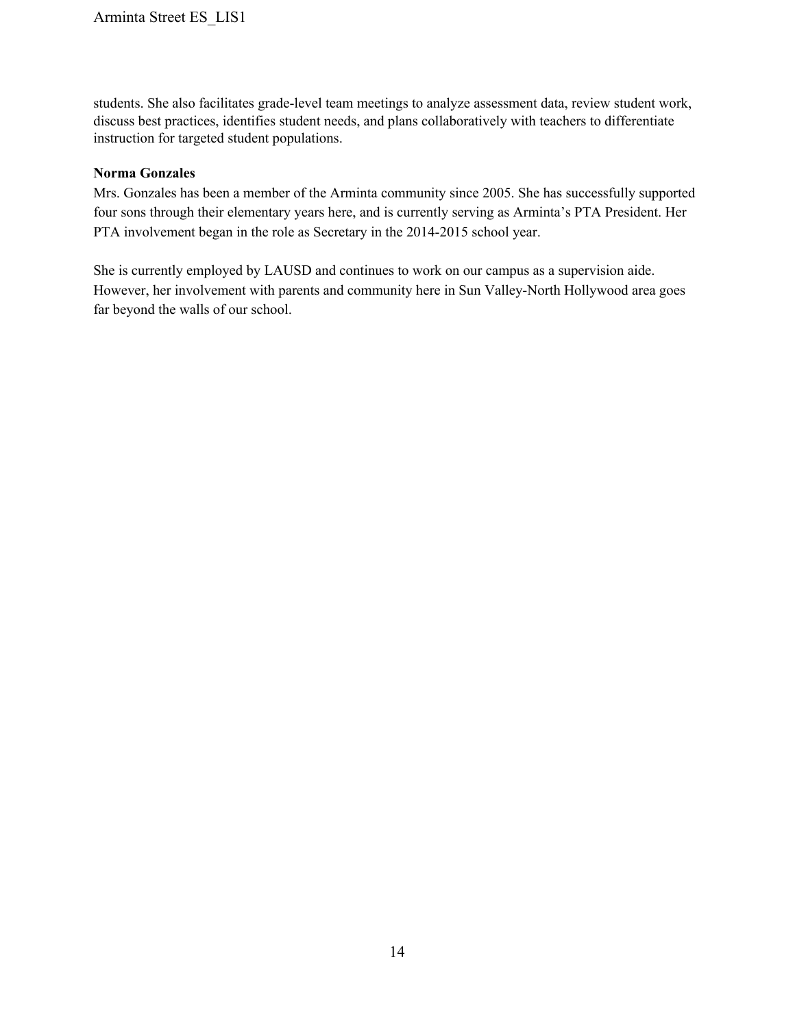students. She also facilitates grade-level team meetings to analyze assessment data, review student work, discuss best practices, identifies student needs, and plans collaboratively with teachers to differentiate instruction for targeted student populations.

**Norma Gonzales**

Mrs. Gonzales has been a member of the Arminta community since 2005. She has successfully supported four sons through their elementary years here, and is currently serving as Arminta's PTA President. Her PTA involvement began in the role as Secretary in the 2014-2015 school year.

She is currently employed by LAUSD and continues to work on our campus as a supervision aide. However, her involvement with parents and community here in Sun Valley-North Hollywood area goes far beyond the walls of our school.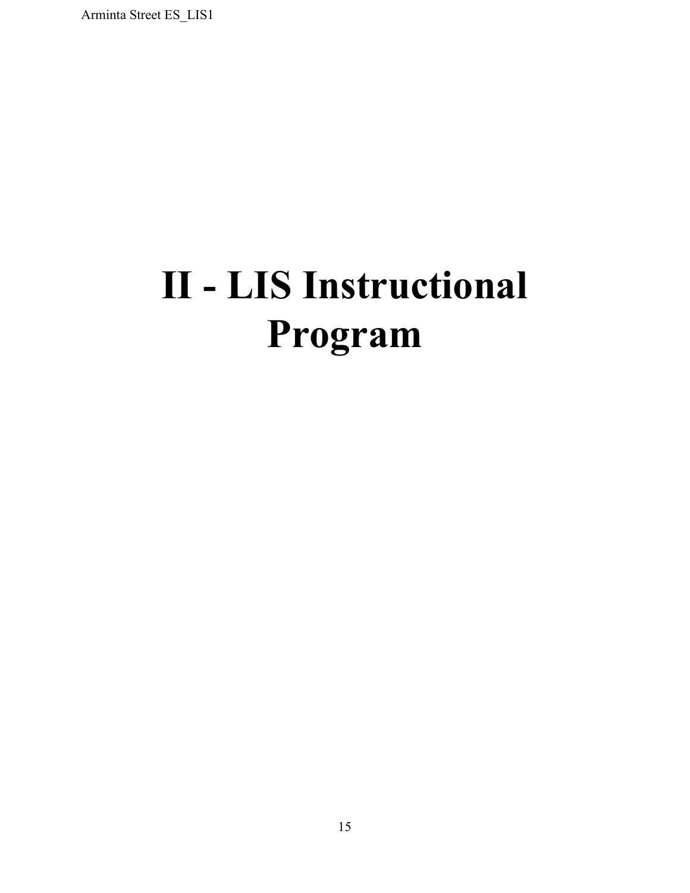# II - LIS Instructional Program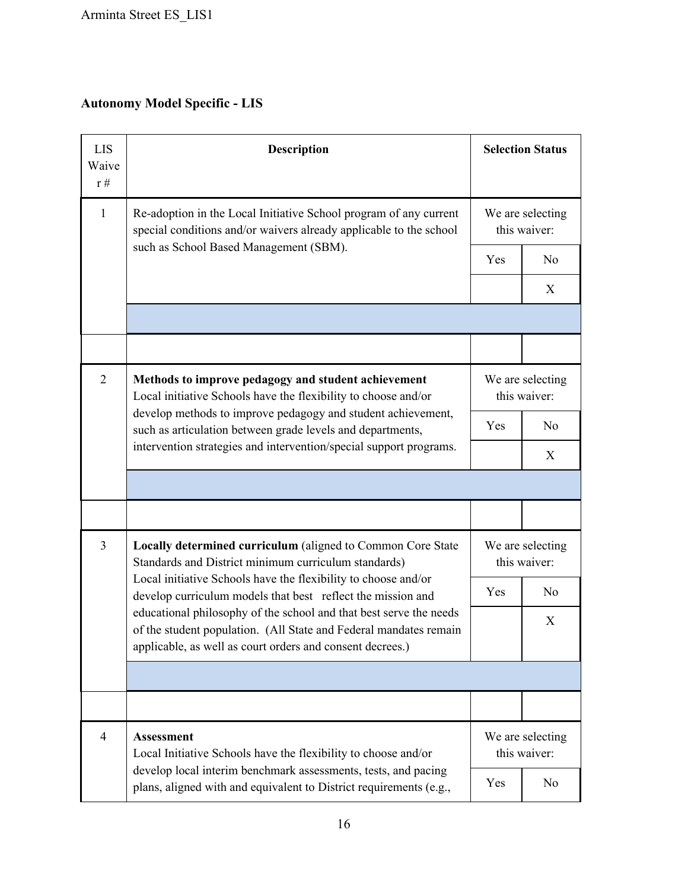## Autonomy Model Specific - LIS

| LIS Waiver # | Description | Selection Status | |
|---|---|---|---|
| 1 | Re-adoption in the Local Initiative School program of any current special conditions and/or waivers already applicable to the school such as School Based Management (SBM). | We are selecting this waiver: | |
| | | Yes | No |
| | | | X |
| | | | |
| | | | |
| 2 | **Methods to improve pedagogy and student achievement** Local initiative Schools have the flexibility to choose and/or develop methods to improve pedagogy and student achievement, such as articulation between grade levels and departments, intervention strategies and intervention/special support programs. | We are selecting this waiver: | |
| | | Yes | No |
| | | | X |
| | | | |
| | | | |
| 3 | **Locally determined curriculum** (aligned to Common Core State Standards and District minimum curriculum standards) Local initiative Schools have the flexibility to choose and/or develop curriculum models that best reflect the mission and educational philosophy of the school and that best serve the needs of the student population. (All State and Federal mandates remain applicable, as well as court orders and consent decrees.) | We are selecting this waiver: | |
| | | Yes | No |
| | | | X |
| | | | |
| | | | |
| 4 | **Assessment** Local Initiative Schools have the flexibility to choose and/or develop local interim benchmark assessments, tests, and pacing plans, aligned with and equivalent to District requirements (e.g., | We are selecting this waiver: | |
| | | Yes | No |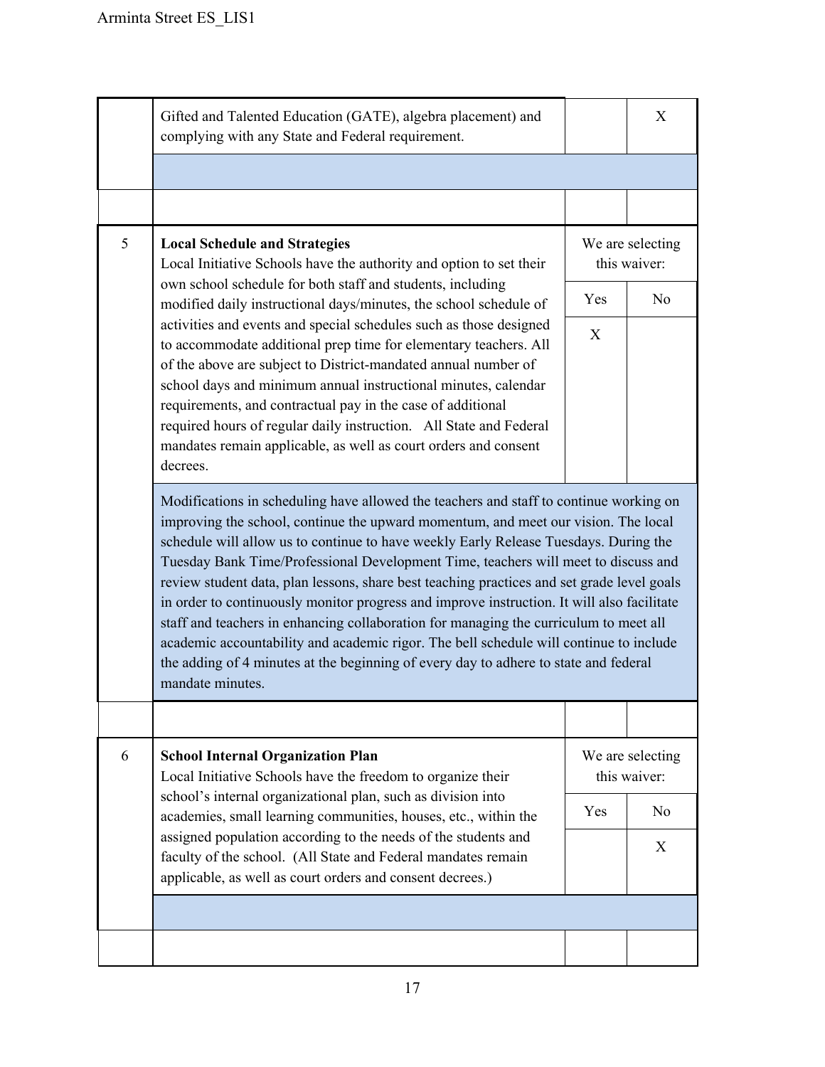| | | | |
|---|---|---|---|
| | Gifted and Talented Education (GATE), algebra placement) and complying with any State and Federal requirement. | | X |
| | | | |
| | | | |
| 5 | **Local Schedule and Strategies**<br>Local Initiative Schools have the authority and option to set their own school schedule for both staff and students, including modified daily instructional days/minutes, the school schedule of activities and events and special schedules such as those designed to accommodate additional prep time for elementary teachers. All of the above are subject to District-mandated annual number of school days and minimum annual instructional minutes, calendar requirements, and contractual pay in the case of additional required hours of regular daily instruction. All State and Federal mandates remain applicable, as well as court orders and consent decrees. | We are selecting this waiver: | |
| | | Yes | No |
| | | X | |
| | Modifications in scheduling have allowed the teachers and staff to continue working on improving the school, continue the upward momentum, and meet our vision. The local schedule will allow us to continue to have weekly Early Release Tuesdays. During the Tuesday Bank Time/Professional Development Time, teachers will meet to discuss and review student data, plan lessons, share best teaching practices and set grade level goals in order to continuously monitor progress and improve instruction. It will also facilitate staff and teachers in enhancing collaboration for managing the curriculum to meet all academic accountability and academic rigor. The bell schedule will continue to include the adding of 4 minutes at the beginning of every day to adhere to state and federal mandate minutes. | | |
| | | | |
| 6 | **School Internal Organization Plan**<br>Local Initiative Schools have the freedom to organize their school's internal organizational plan, such as division into academies, small learning communities, houses, etc., within the assigned population according to the needs of the students and faculty of the school. (All State and Federal mandates remain applicable, as well as court orders and consent decrees.) | We are selecting this waiver: | |
| | | Yes | No |
| | | | X |
| | | | |
| | | | |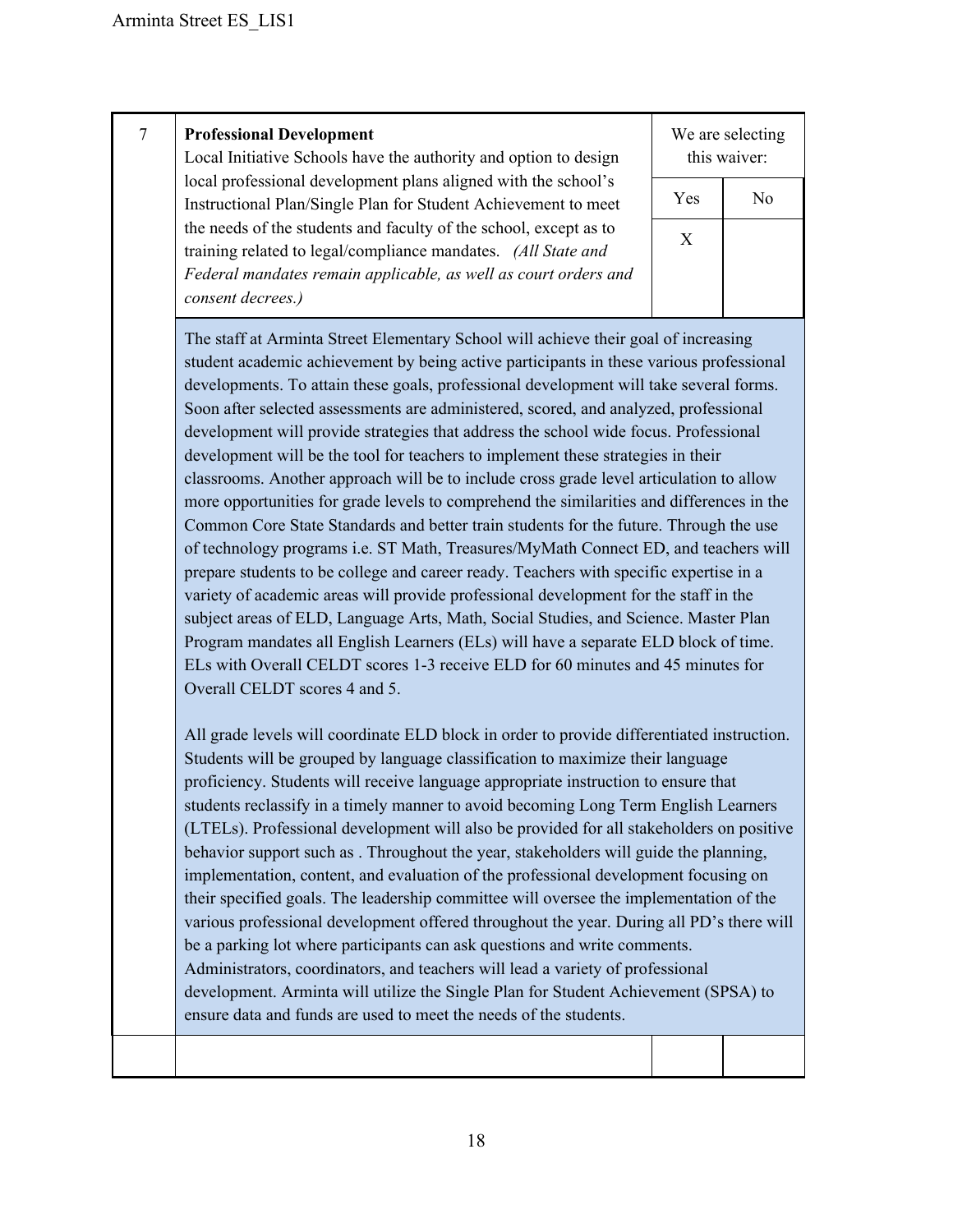| 7 | **Professional Development**<br>Local Initiative Schools have the authority and option to design local professional development plans aligned with the school's Instructional Plan/Single Plan for Student Achievement to meet the needs of the students and faculty of the school, except as to training related to legal/compliance mandates. *(All State and Federal mandates remain applicable, as well as court orders and consent decrees.)* | We are selecting this waiver: | |
|---|---|---|---|
| | | Yes | No |
| | | X | |
| | The staff at Arminta Street Elementary School will achieve their goal of increasing student academic achievement by being active participants in these various professional developments. To attain these goals, professional development will take several forms. Soon after selected assessments are administered, scored, and analyzed, professional development will provide strategies that address the school wide focus. Professional development will be the tool for teachers to implement these strategies in their classrooms. Another approach will be to include cross grade level articulation to allow more opportunities for grade levels to comprehend the similarities and differences in the Common Core State Standards and better train students for the future. Through the use of technology programs i.e. ST Math, Treasures/MyMath Connect ED, and teachers will prepare students to be college and career ready. Teachers with specific expertise in a variety of academic areas will provide professional development for the staff in the subject areas of ELD, Language Arts, Math, Social Studies, and Science. Master Plan Program mandates all English Learners (ELs) will have a separate ELD block of time. ELs with Overall CELDT scores 1-3 receive ELD for 60 minutes and 45 minutes for Overall CELDT scores 4 and 5.<br><br>All grade levels will coordinate ELD block in order to provide differentiated instruction. Students will be grouped by language classification to maximize their language proficiency. Students will receive language appropriate instruction to ensure that students reclassify in a timely manner to avoid becoming Long Term English Learners (LTELs). Professional development will also be provided for all stakeholders on positive behavior support such as . Throughout the year, stakeholders will guide the planning, implementation, content, and evaluation of the professional development focusing on their specified goals. The leadership committee will oversee the implementation of the various professional development offered throughout the year. During all PD's there will be a parking lot where participants can ask questions and write comments. Administrators, coordinators, and teachers will lead a variety of professional development. Arminta will utilize the Single Plan for Student Achievement (SPSA) to ensure data and funds are used to meet the needs of the students. | | |
| | | | |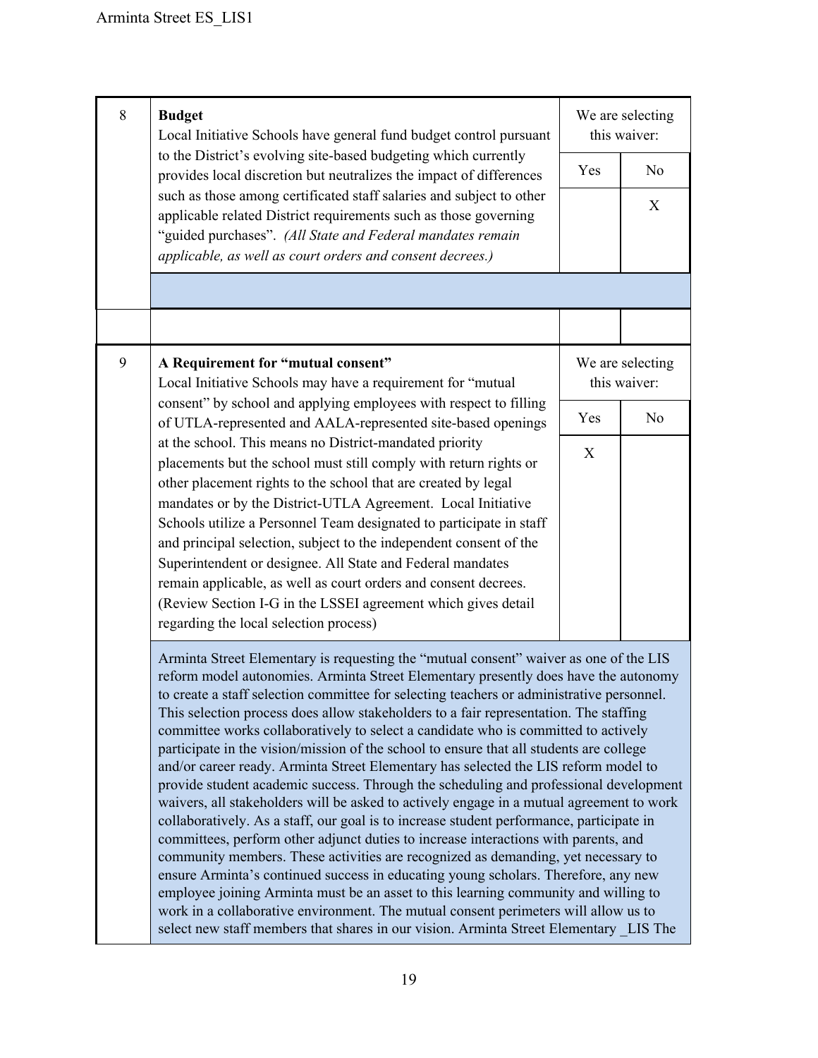| # | Waiver | We are selecting this waiver: Yes | No |
|---|---|---|---|
| 8 | **Budget**<br>Local Initiative Schools have general fund budget control pursuant to the District's evolving site-based budgeting which currently provides local discretion but neutralizes the impact of differences such as those among certificated staff salaries and subject to other applicable related District requirements such as those governing "guided purchases". *(All State and Federal mandates remain applicable, as well as court orders and consent decrees.)* | | X |
| | | | |
| | | | |
| 9 | **A Requirement for "mutual consent"**<br>Local Initiative Schools may have a requirement for "mutual consent" by school and applying employees with respect to filling of UTLA-represented and AALA-represented site-based openings at the school. This means no District-mandated priority placements but the school must still comply with return rights or other placement rights to the school that are created by legal mandates or by the District-UTLA Agreement. Local Initiative Schools utilize a Personnel Team designated to participate in staff and principal selection, subject to the independent consent of the Superintendent or designee. All State and Federal mandates remain applicable, as well as court orders and consent decrees. (Review Section I-G in the LSSEI agreement which gives detail regarding the local selection process) | X | |
| | Arminta Street Elementary is requesting the "mutual consent" waiver as one of the LIS reform model autonomies. Arminta Street Elementary presently does have the autonomy to create a staff selection committee for selecting teachers or administrative personnel. This selection process does allow stakeholders to a fair representation. The staffing committee works collaboratively to select a candidate who is committed to actively participate in the vision/mission of the school to ensure that all students are college and/or career ready. Arminta Street Elementary has selected the LIS reform model to provide student academic success. Through the scheduling and professional development waivers, all stakeholders will be asked to actively engage in a mutual agreement to work collaboratively. As a staff, our goal is to increase student performance, participate in committees, perform other adjunct duties to increase interactions with parents, and community members. These activities are recognized as demanding, yet necessary to ensure Arminta's continued success in educating young scholars. Therefore, any new employee joining Arminta must be an asset to this learning community and willing to work in a collaborative environment. The mutual consent perimeters will allow us to select new staff members that shares in our vision. Arminta Street Elementary _LIS The | | |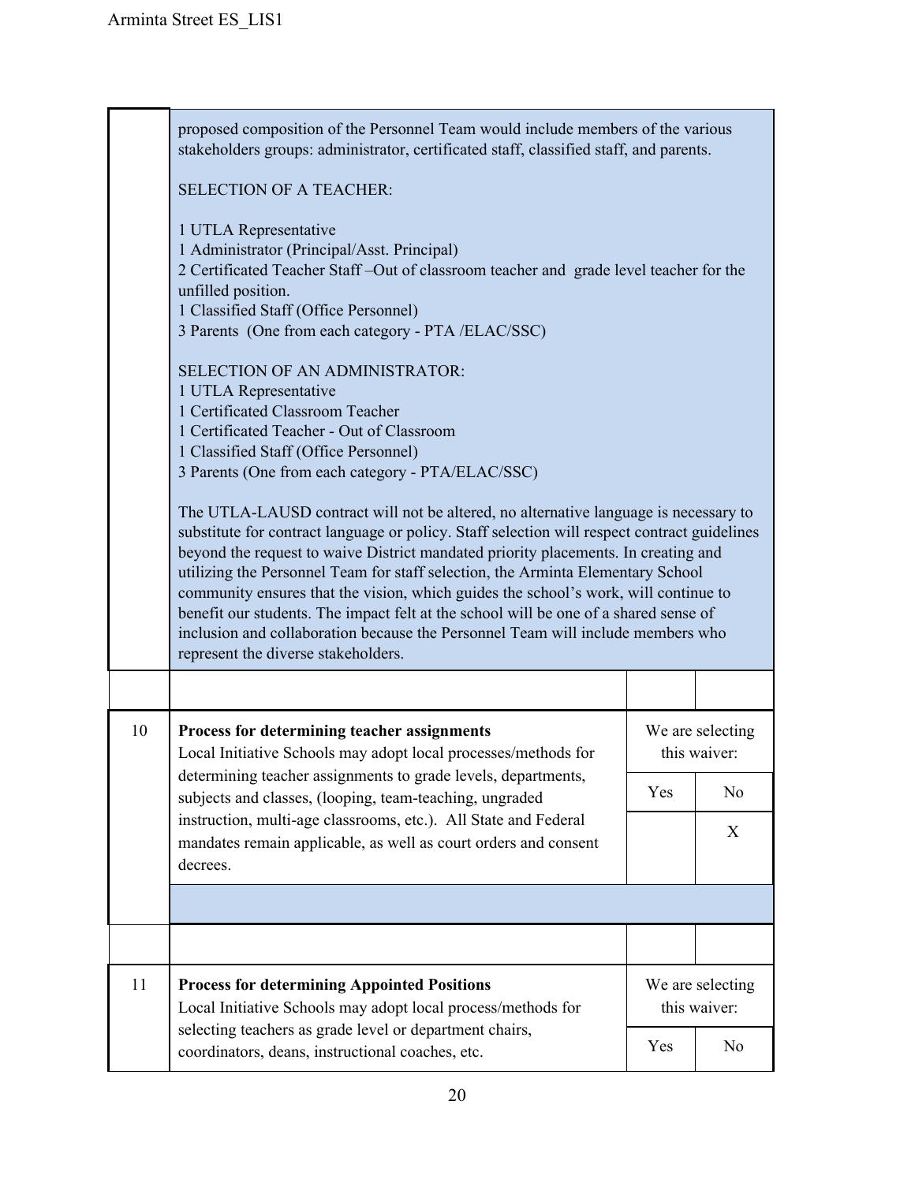| | | | |
|---|---|---|---|
| | proposed composition of the Personnel Team would include members of the various stakeholders groups: administrator, certificated staff, classified staff, and parents.<br><br>SELECTION OF A TEACHER:<br><br>1 UTLA Representative<br>1 Administrator (Principal/Asst. Principal)<br>2 Certificated Teacher Staff –Out of classroom teacher and grade level teacher for the unfilled position.<br>1 Classified Staff (Office Personnel)<br>3 Parents (One from each category - PTA /ELAC/SSC)<br><br>SELECTION OF AN ADMINISTRATOR:<br>1 UTLA Representative<br>1 Certificated Classroom Teacher<br>1 Certificated Teacher - Out of Classroom<br>1 Classified Staff (Office Personnel)<br>3 Parents (One from each category - PTA/ELAC/SSC)<br><br>The UTLA-LAUSD contract will not be altered, no alternative language is necessary to substitute for contract language or policy. Staff selection will respect contract guidelines beyond the request to waive District mandated priority placements. In creating and utilizing the Personnel Team for staff selection, the Arminta Elementary School community ensures that the vision, which guides the school's work, will continue to benefit our students. The impact felt at the school will be one of a shared sense of inclusion and collaboration because the Personnel Team will include members who represent the diverse stakeholders. | | |
| | | | |
| 10 | **Process for determining teacher assignments**<br>Local Initiative Schools may adopt local processes/methods for determining teacher assignments to grade levels, departments, subjects and classes, (looping, team-teaching, ungraded instruction, multi-age classrooms, etc.). All State and Federal mandates remain applicable, as well as court orders and consent decrees. | We are selecting this waiver: | |
| | | Yes | No |
| | | | X |
| | | | |
| | | | |
| 11 | **Process for determining Appointed Positions**<br>Local Initiative Schools may adopt local process/methods for selecting teachers as grade level or department chairs, coordinators, deans, instructional coaches, etc. | We are selecting this waiver: | |
| | | Yes | No |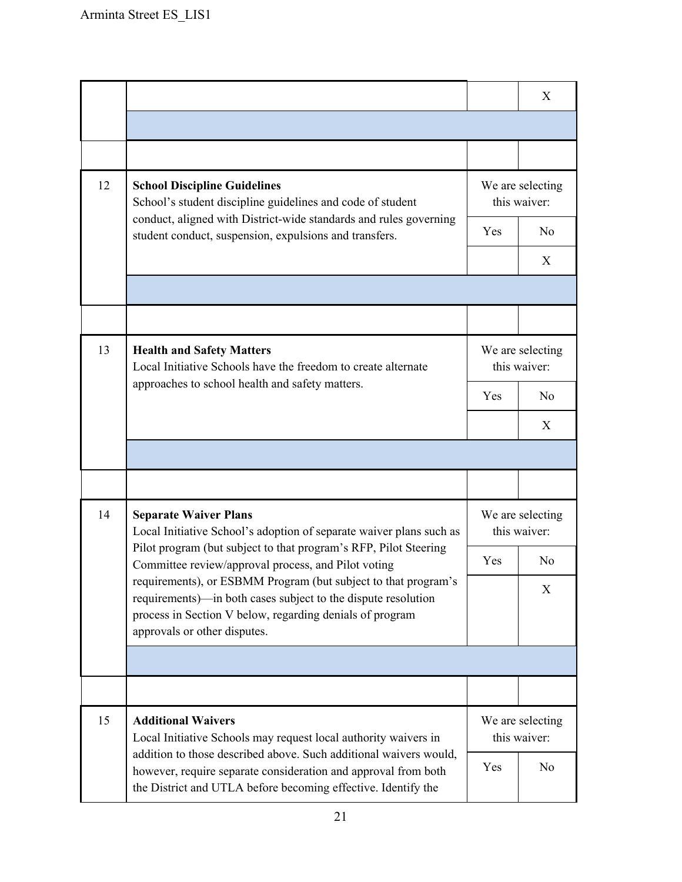| | | We are selecting this waiver: | |
|---|---|---|---|
| | | Yes | No |
| | | | X |
| | | | |
| | | | |
| 12 | **School Discipline Guidelines**<br>School's student discipline guidelines and code of student conduct, aligned with District-wide standards and rules governing student conduct, suspension, expulsions and transfers. | We are selecting this waiver: | |
| | | Yes | No |
| | | | X |
| | | | |
| | | | |
| 13 | **Health and Safety Matters**<br>Local Initiative Schools have the freedom to create alternate approaches to school health and safety matters. | We are selecting this waiver: | |
| | | Yes | No |
| | | | X |
| | | | |
| | | | |
| 14 | **Separate Waiver Plans**<br>Local Initiative School's adoption of separate waiver plans such as Pilot program (but subject to that program's RFP, Pilot Steering Committee review/approval process, and Pilot voting requirements), or ESBMM Program (but subject to that program's requirements)—in both cases subject to the dispute resolution process in Section V below, regarding denials of program approvals or other disputes. | We are selecting this waiver: | |
| | | Yes | No |
| | | | X |
| | | | |
| | | | |
| 15 | **Additional Waivers**<br>Local Initiative Schools may request local authority waivers in addition to those described above. Such additional waivers would, however, require separate consideration and approval from both the District and UTLA before becoming effective. Identify the | We are selecting this waiver: | |
| | | Yes | No |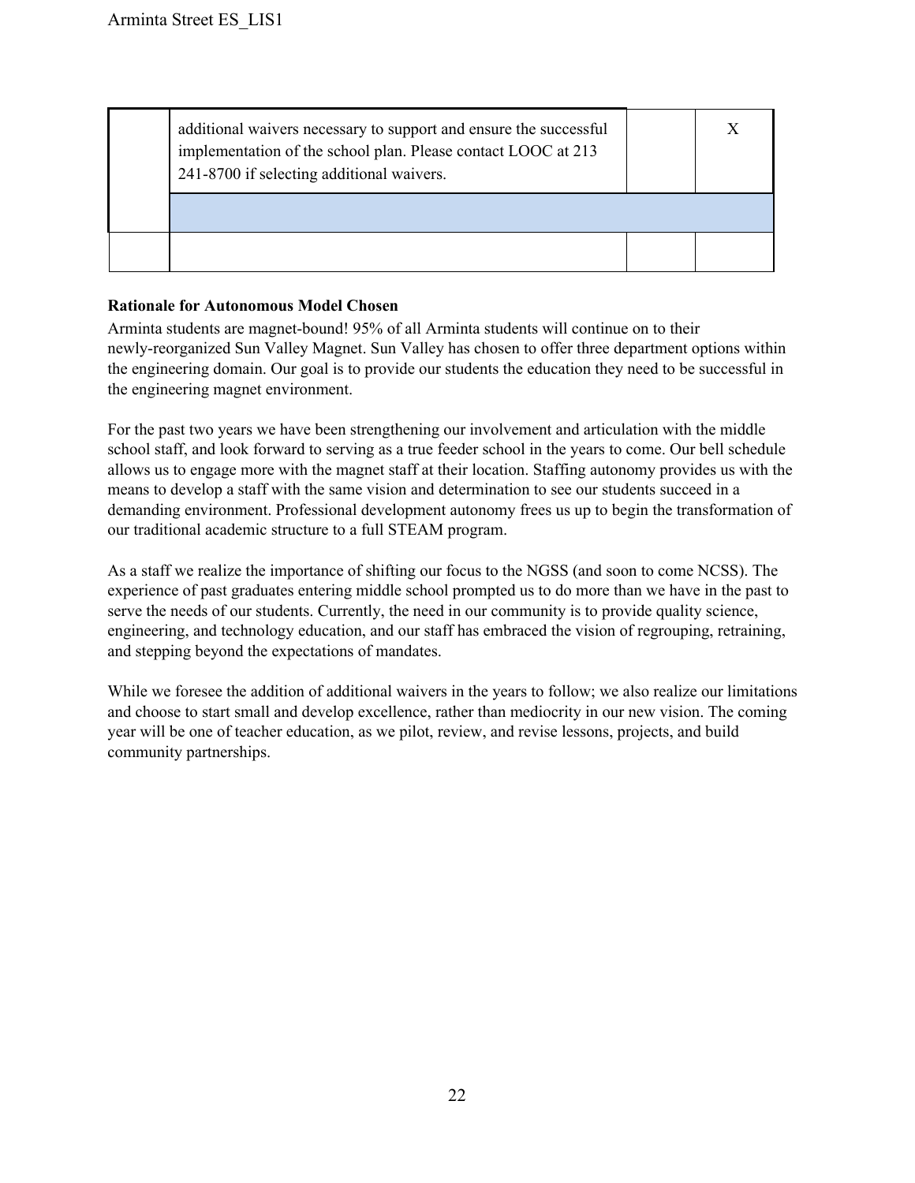| | | | |
|---|---|---|---|
| | additional waivers necessary to support and ensure the successful implementation of the school plan. Please contact LOOC at 213 241-8700 if selecting additional waivers. | | X |
| | | | |
| | | | |

**Rationale for Autonomous Model Chosen**

Arminta students are magnet-bound! 95% of all Arminta students will continue on to their newly-reorganized Sun Valley Magnet. Sun Valley has chosen to offer three department options within the engineering domain. Our goal is to provide our students the education they need to be successful in the engineering magnet environment.

For the past two years we have been strengthening our involvement and articulation with the middle school staff, and look forward to serving as a true feeder school in the years to come. Our bell schedule allows us to engage more with the magnet staff at their location. Staffing autonomy provides us with the means to develop a staff with the same vision and determination to see our students succeed in a demanding environment. Professional development autonomy frees us up to begin the transformation of our traditional academic structure to a full STEAM program.

As a staff we realize the importance of shifting our focus to the NGSS (and soon to come NCSS). The experience of past graduates entering middle school prompted us to do more than we have in the past to serve the needs of our students. Currently, the need in our community is to provide quality science, engineering, and technology education, and our staff has embraced the vision of regrouping, retraining, and stepping beyond the expectations of mandates.

While we foresee the addition of additional waivers in the years to follow; we also realize our limitations and choose to start small and develop excellence, rather than mediocrity in our new vision. The coming year will be one of teacher education, as we pilot, review, and revise lessons, projects, and build community partnerships.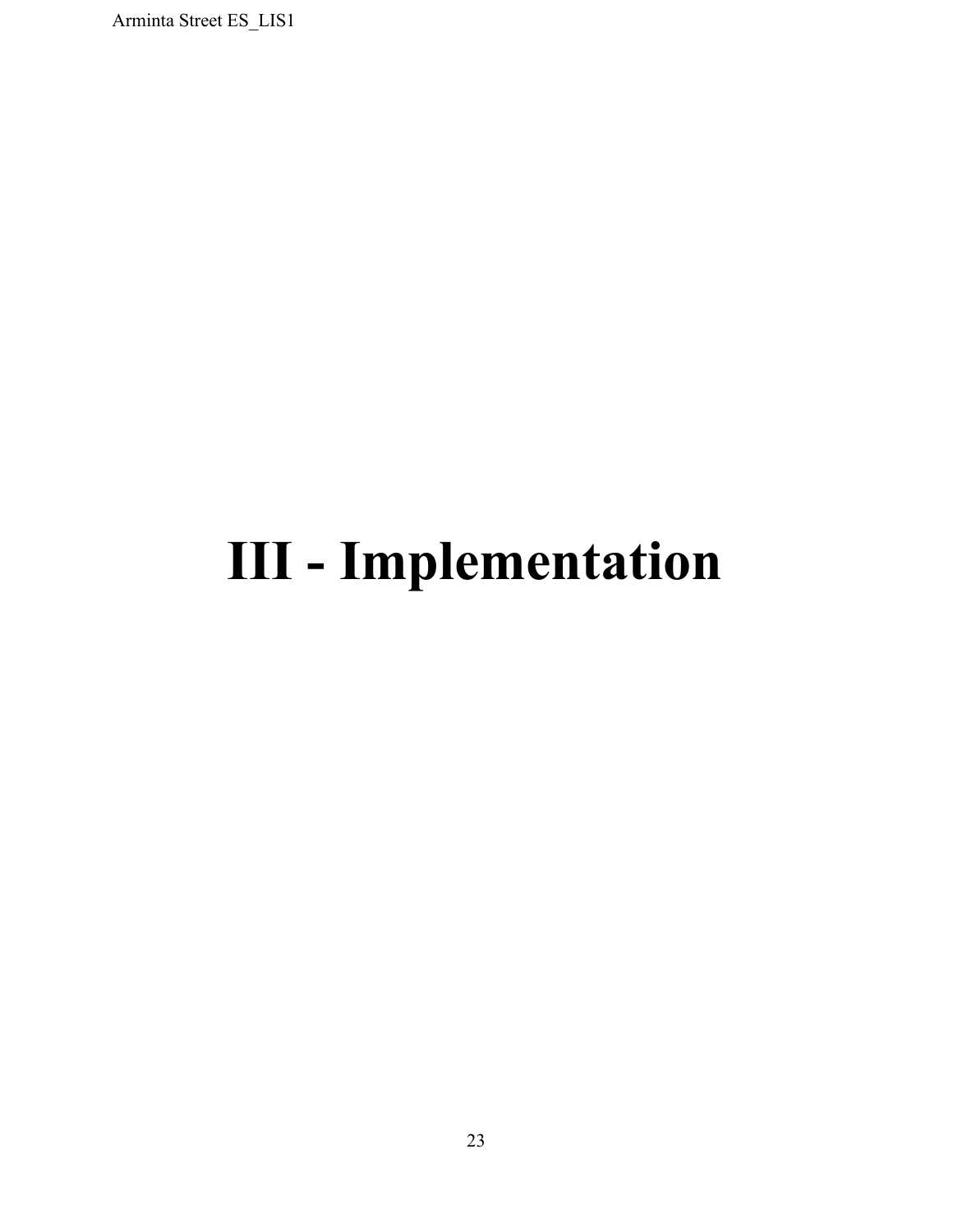# III - Implementation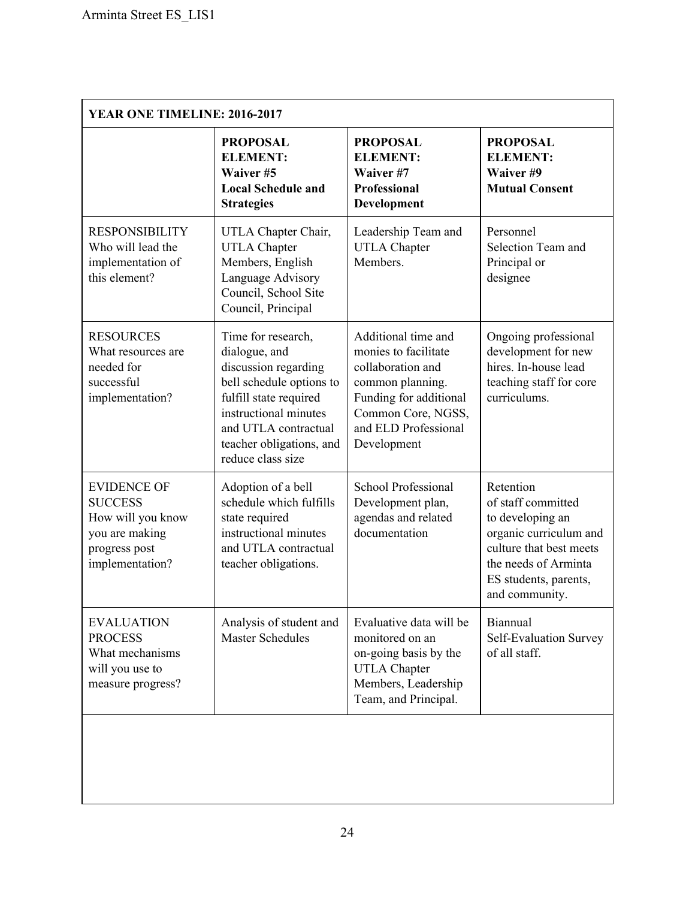| YEAR ONE TIMELINE: 2016-2017 | | | |
|---|---|---|---|
| | **PROPOSAL ELEMENT: Waiver #5 Local Schedule and Strategies** | **PROPOSAL ELEMENT: Waiver #7 Professional Development** | **PROPOSAL ELEMENT: Waiver #9 Mutual Consent** |
| RESPONSIBILITY Who will lead the implementation of this element? | UTLA Chapter Chair, UTLA Chapter Members, English Language Advisory Council, School Site Council, Principal | Leadership Team and UTLA Chapter Members. | Personnel Selection Team and Principal or designee |
| RESOURCES What resources are needed for successful implementation? | Time for research, dialogue, and discussion regarding bell schedule options to fulfill state required instructional minutes and UTLA contractual teacher obligations, and reduce class size | Additional time and monies to facilitate collaboration and common planning. Funding for additional Common Core, NGSS, and ELD Professional Development | Ongoing professional development for new hires. In-house lead teaching staff for core curriculums. |
| EVIDENCE OF SUCCESS How will you know you are making progress post implementation? | Adoption of a bell schedule which fulfills state required instructional minutes and UTLA contractual teacher obligations. | School Professional Development plan, agendas and related documentation | Retention of staff committed to developing an organic curriculum and culture that best meets the needs of Arminta ES students, parents, and community. |
| EVALUATION PROCESS What mechanisms will you use to measure progress? | Analysis of student and Master Schedules | Evaluative data will be monitored on an on-going basis by the UTLA Chapter Members, Leadership Team, and Principal. | Biannual Self-Evaluation Survey of all staff. |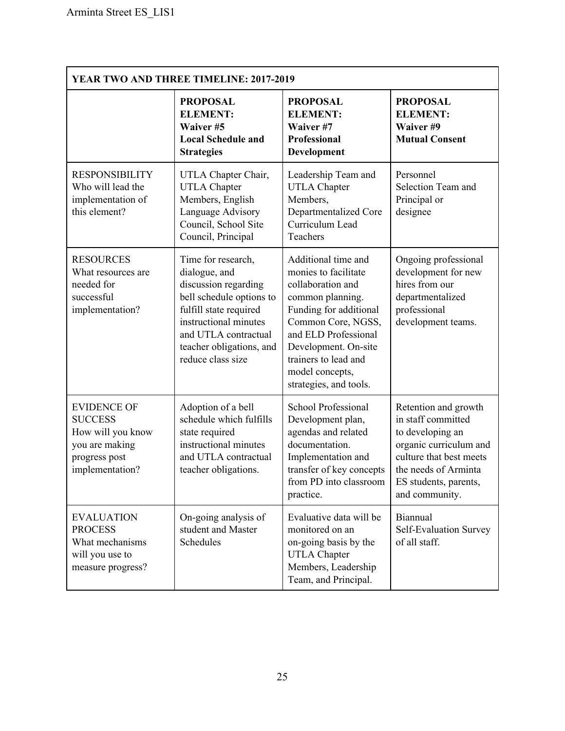| YEAR TWO AND THREE TIMELINE: 2017-2019 | | | |
|---|---|---|---|
| | **PROPOSAL ELEMENT: Waiver #5 Local Schedule and Strategies** | **PROPOSAL ELEMENT: Waiver #7 Professional Development** | **PROPOSAL ELEMENT: Waiver #9 Mutual Consent** |
| RESPONSIBILITY Who will lead the implementation of this element? | UTLA Chapter Chair, UTLA Chapter Members, English Language Advisory Council, School Site Council, Principal | Leadership Team and UTLA Chapter Members, Departmentalized Core Curriculum Lead Teachers | Personnel Selection Team and Principal or designee |
| RESOURCES What resources are needed for successful implementation? | Time for research, dialogue, and discussion regarding bell schedule options to fulfill state required instructional minutes and UTLA contractual teacher obligations, and reduce class size | Additional time and monies to facilitate collaboration and common planning. Funding for additional Common Core, NGSS, and ELD Professional Development. On-site trainers to lead and model concepts, strategies, and tools. | Ongoing professional development for new hires from our departmentalized professional development teams. |
| EVIDENCE OF SUCCESS How will you know you are making progress post implementation? | Adoption of a bell schedule which fulfills state required instructional minutes and UTLA contractual teacher obligations. | School Professional Development plan, agendas and related documentation. Implementation and transfer of key concepts from PD into classroom practice. | Retention and growth in staff committed to developing an organic curriculum and culture that best meets the needs of Arminta ES students, parents, and community. |
| EVALUATION PROCESS What mechanisms will you use to measure progress? | On-going analysis of student and Master Schedules | Evaluative data will be monitored on an on-going basis by the UTLA Chapter Members, Leadership Team, and Principal. | Biannual Self-Evaluation Survey of all staff. |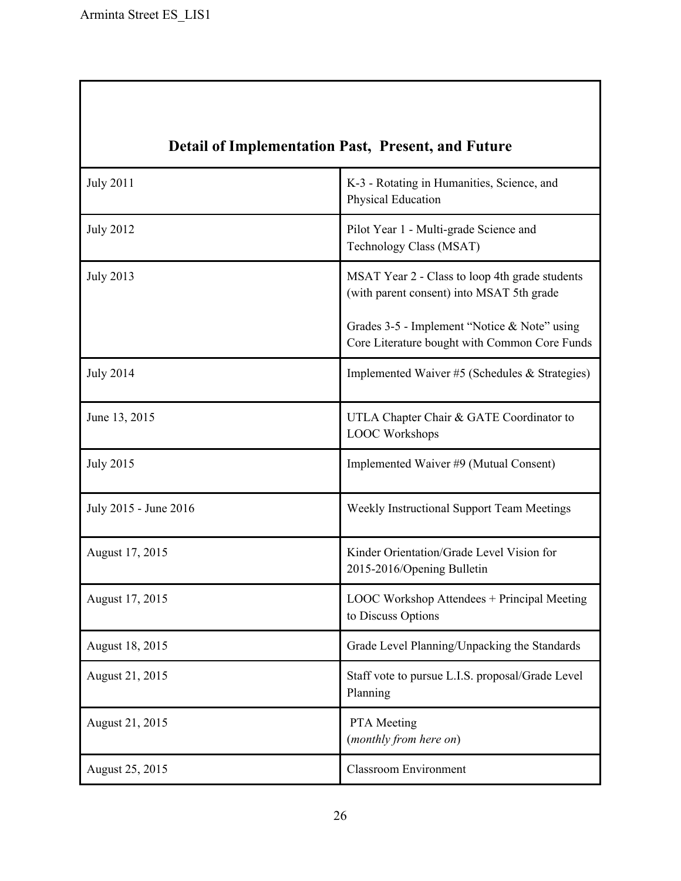| Detail of Implementation Past, Present, and Future | |
|---|---|
| July 2011 | K-3 - Rotating in Humanities, Science, and Physical Education |
| July 2012 | Pilot Year 1 - Multi-grade Science and Technology Class (MSAT) |
| July 2013 | MSAT Year 2 - Class to loop 4th grade students (with parent consent) into MSAT 5th grade<br><br>Grades 3-5 - Implement "Notice & Note" using Core Literature bought with Common Core Funds |
| July 2014 | Implemented Waiver #5 (Schedules & Strategies) |
| June 13, 2015 | UTLA Chapter Chair & GATE Coordinator to LOOC Workshops |
| July 2015 | Implemented Waiver #9 (Mutual Consent) |
| July 2015 - June 2016 | Weekly Instructional Support Team Meetings |
| August 17, 2015 | Kinder Orientation/Grade Level Vision for 2015-2016/Opening Bulletin |
| August 17, 2015 | LOOC Workshop Attendees + Principal Meeting to Discuss Options |
| August 18, 2015 | Grade Level Planning/Unpacking the Standards |
| August 21, 2015 | Staff vote to pursue L.I.S. proposal/Grade Level Planning |
| August 21, 2015 | PTA Meeting<br>(*monthly from here on*) |
| August 25, 2015 | Classroom Environment |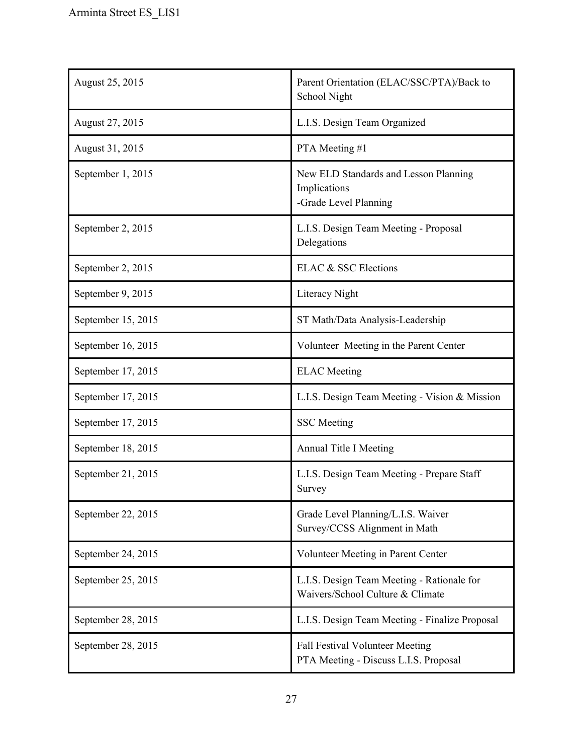| | |
|---|---|
| August 25, 2015 | Parent Orientation (ELAC/SSC/PTA)/Back to School Night |
| August 27, 2015 | L.I.S. Design Team Organized |
| August 31, 2015 | PTA Meeting #1 |
| September 1, 2015 | New ELD Standards and Lesson Planning Implications<br>-Grade Level Planning |
| September 2, 2015 | L.I.S. Design Team Meeting - Proposal Delegations |
| September 2, 2015 | ELAC & SSC Elections |
| September 9, 2015 | Literacy Night |
| September 15, 2015 | ST Math/Data Analysis-Leadership |
| September 16, 2015 | Volunteer Meeting in the Parent Center |
| September 17, 2015 | ELAC Meeting |
| September 17, 2015 | L.I.S. Design Team Meeting - Vision & Mission |
| September 17, 2015 | SSC Meeting |
| September 18, 2015 | Annual Title I Meeting |
| September 21, 2015 | L.I.S. Design Team Meeting - Prepare Staff Survey |
| September 22, 2015 | Grade Level Planning/L.I.S. Waiver Survey/CCSS Alignment in Math |
| September 24, 2015 | Volunteer Meeting in Parent Center |
| September 25, 2015 | L.I.S. Design Team Meeting - Rationale for Waivers/School Culture & Climate |
| September 28, 2015 | L.I.S. Design Team Meeting - Finalize Proposal |
| September 28, 2015 | Fall Festival Volunteer Meeting<br>PTA Meeting - Discuss L.I.S. Proposal |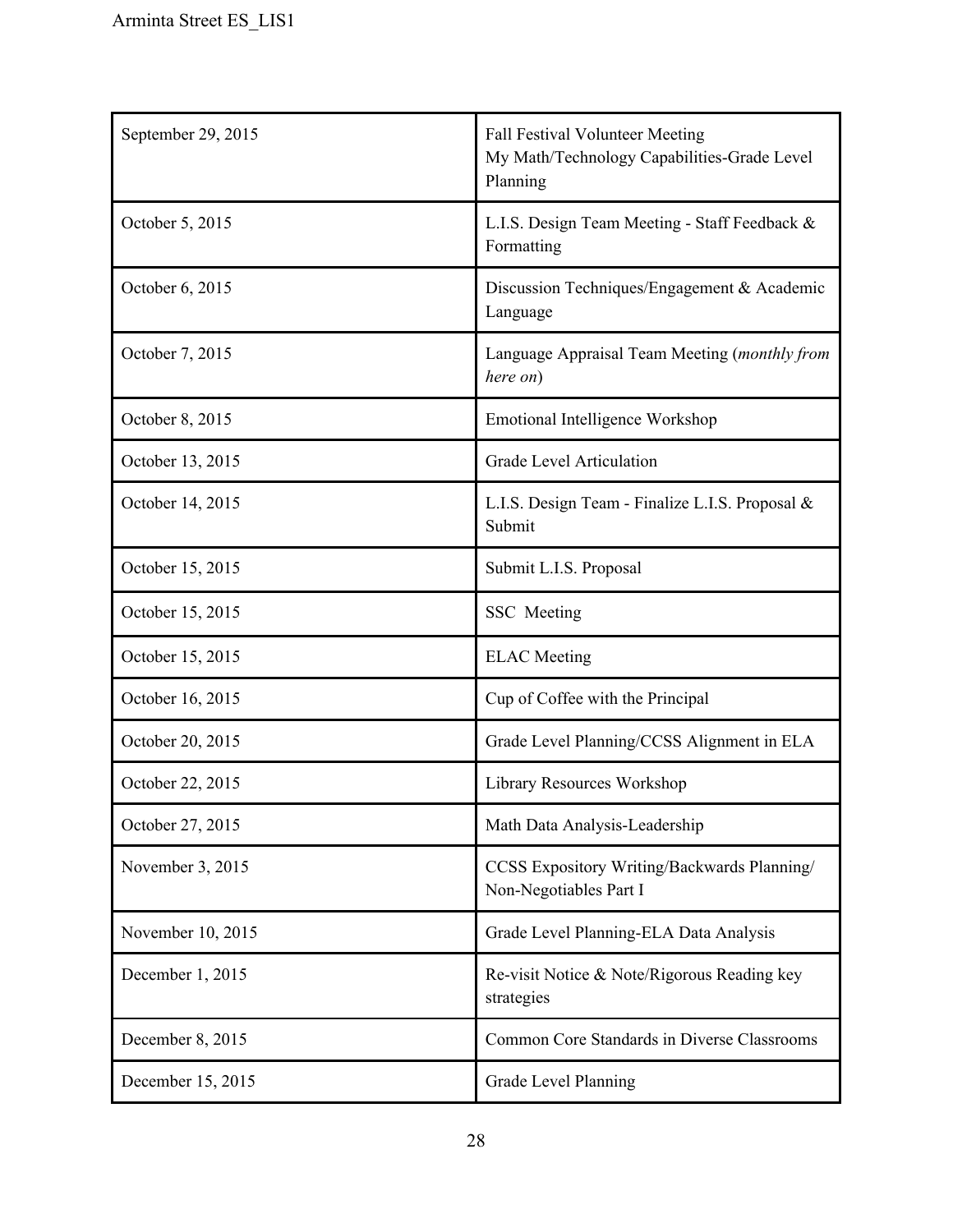| September 29, 2015 | Fall Festival Volunteer Meeting<br>My Math/Technology Capabilities-Grade Level Planning |
|---|---|
| October 5, 2015 | L.I.S. Design Team Meeting - Staff Feedback & Formatting |
| October 6, 2015 | Discussion Techniques/Engagement & Academic Language |
| October 7, 2015 | Language Appraisal Team Meeting (*monthly from here on*) |
| October 8, 2015 | Emotional Intelligence Workshop |
| October 13, 2015 | Grade Level Articulation |
| October 14, 2015 | L.I.S. Design Team - Finalize L.I.S. Proposal & Submit |
| October 15, 2015 | Submit L.I.S. Proposal |
| October 15, 2015 | SSC Meeting |
| October 15, 2015 | ELAC Meeting |
| October 16, 2015 | Cup of Coffee with the Principal |
| October 20, 2015 | Grade Level Planning/CCSS Alignment in ELA |
| October 22, 2015 | Library Resources Workshop |
| October 27, 2015 | Math Data Analysis-Leadership |
| November 3, 2015 | CCSS Expository Writing/Backwards Planning/ Non-Negotiables Part I |
| November 10, 2015 | Grade Level Planning-ELA Data Analysis |
| December 1, 2015 | Re-visit Notice & Note/Rigorous Reading key strategies |
| December 8, 2015 | Common Core Standards in Diverse Classrooms |
| December 15, 2015 | Grade Level Planning |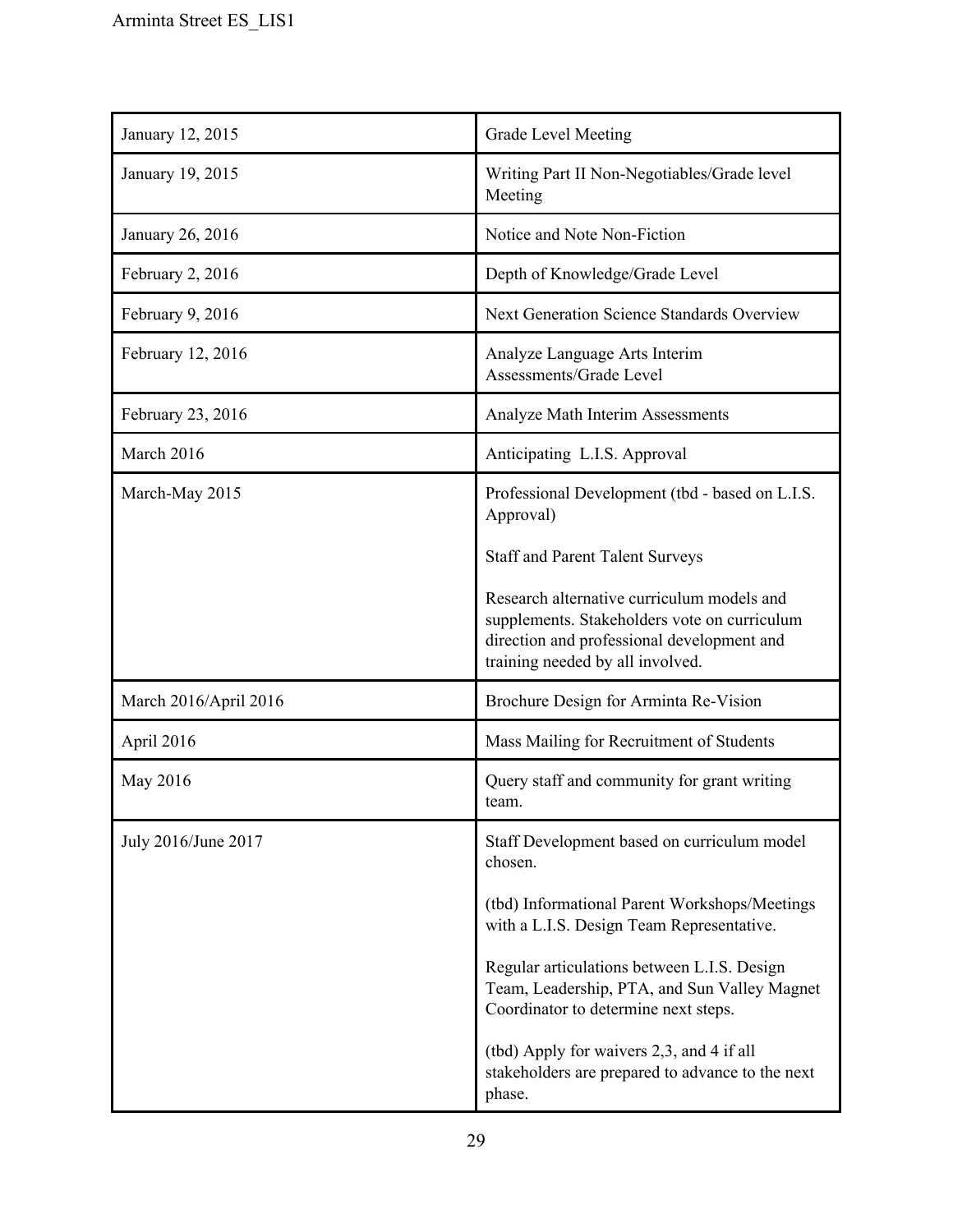| January 12, 2015 | Grade Level Meeting |
|---|---|
| January 19, 2015 | Writing Part II Non-Negotiables/Grade level Meeting |
| January 26, 2016 | Notice and Note Non-Fiction |
| February 2, 2016 | Depth of Knowledge/Grade Level |
| February 9, 2016 | Next Generation Science Standards Overview |
| February 12, 2016 | Analyze Language Arts Interim Assessments/Grade Level |
| February 23, 2016 | Analyze Math Interim Assessments |
| March 2016 | Anticipating L.I.S. Approval |
| March-May 2015 | Professional Development (tbd - based on L.I.S. Approval)<br><br>Staff and Parent Talent Surveys<br><br>Research alternative curriculum models and supplements. Stakeholders vote on curriculum direction and professional development and training needed by all involved. |
| March 2016/April 2016 | Brochure Design for Arminta Re-Vision |
| April 2016 | Mass Mailing for Recruitment of Students |
| May 2016 | Query staff and community for grant writing team. |
| July 2016/June 2017 | Staff Development based on curriculum model chosen.<br><br>(tbd) Informational Parent Workshops/Meetings with a L.I.S. Design Team Representative.<br><br>Regular articulations between L.I.S. Design Team, Leadership, PTA, and Sun Valley Magnet Coordinator to determine next steps.<br><br>(tbd) Apply for waivers 2,3, and 4 if all stakeholders are prepared to advance to the next phase. |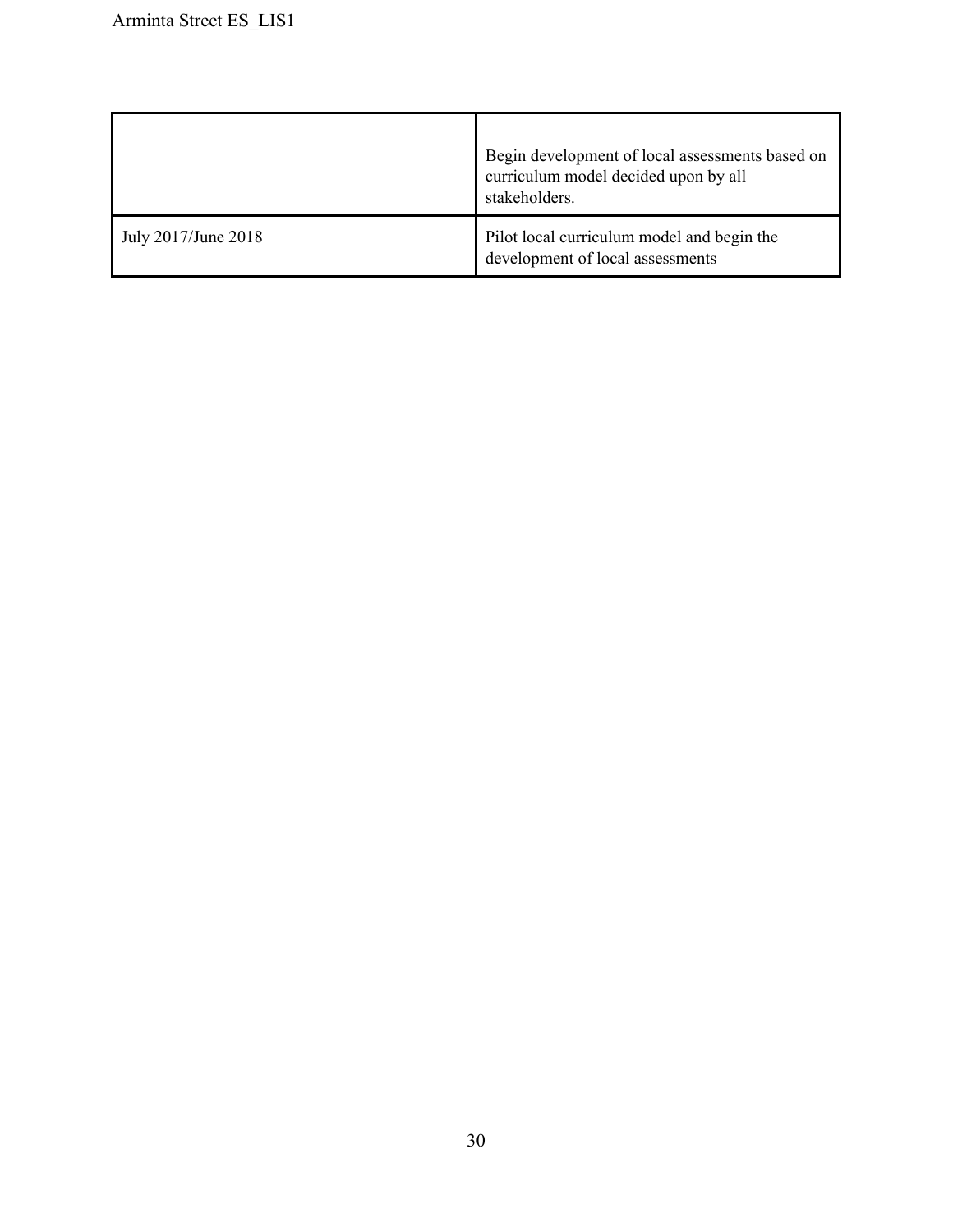| | |
|---|---|
| | Begin development of local assessments based on curriculum model decided upon by all stakeholders. |
| July 2017/June 2018 | Pilot local curriculum model and begin the development of local assessments |